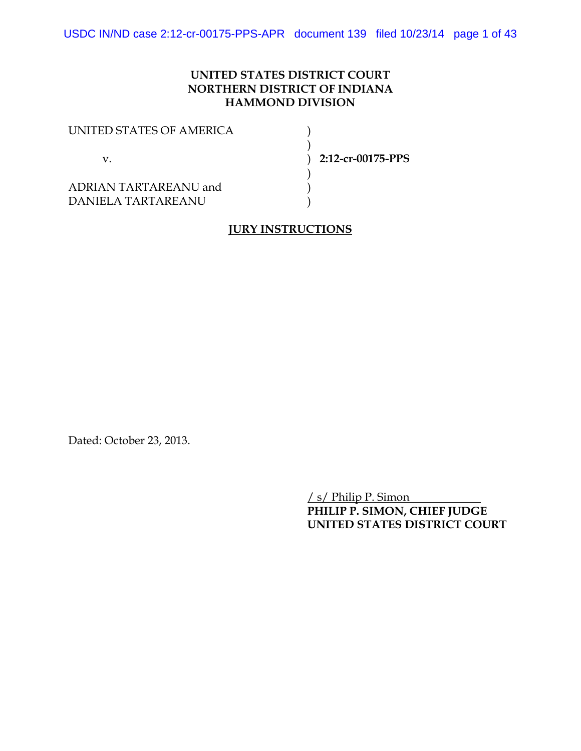**UNITED STATES DISTRICT COURT**
**NORTHERN DISTRICT OF INDIANA**
**HAMMOND DIVISION**

UNITED STATES OF AMERICA )
)
v. ) **2:12-cr-00175-PPS**
)
ADRIAN TARTAREANU and )
DANIELA TARTAREANU )

**JURY INSTRUCTIONS**

Dated: October 23, 2013.

/ s/ Philip P. Simon
**PHILIP P. SIMON, CHIEF JUDGE**
**UNITED STATES DISTRICT COURT**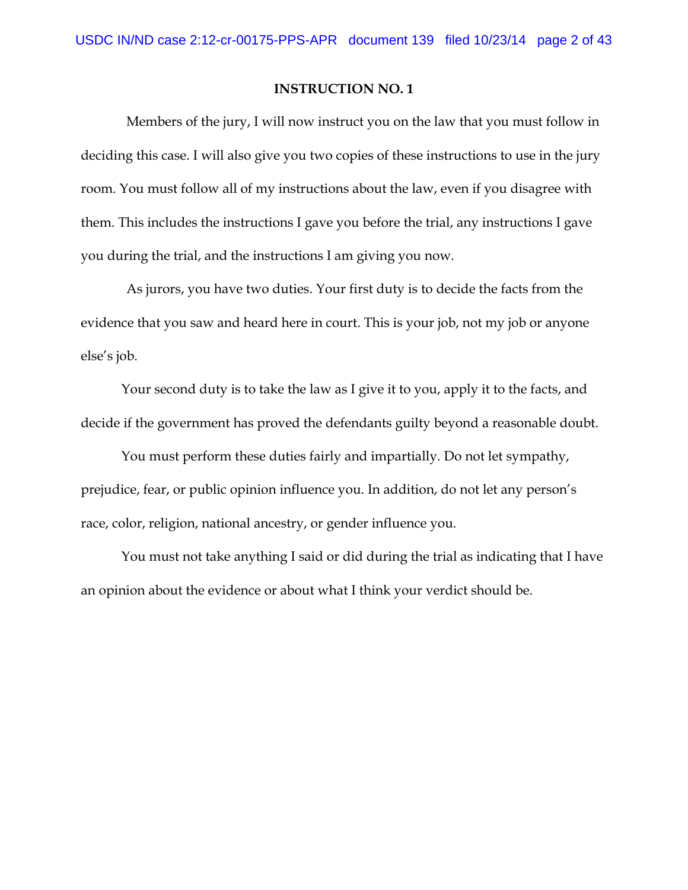**INSTRUCTION NO. 1**

Members of the jury, I will now instruct you on the law that you must follow in deciding this case. I will also give you two copies of these instructions to use in the jury room. You must follow all of my instructions about the law, even if you disagree with them. This includes the instructions I gave you before the trial, any instructions I gave you during the trial, and the instructions I am giving you now.

As jurors, you have two duties. Your first duty is to decide the facts from the evidence that you saw and heard here in court. This is your job, not my job or anyone else's job.

Your second duty is to take the law as I give it to you, apply it to the facts, and decide if the government has proved the defendants guilty beyond a reasonable doubt.

You must perform these duties fairly and impartially. Do not let sympathy, prejudice, fear, or public opinion influence you. In addition, do not let any person's race, color, religion, national ancestry, or gender influence you.

You must not take anything I said or did during the trial as indicating that I have an opinion about the evidence or about what I think your verdict should be.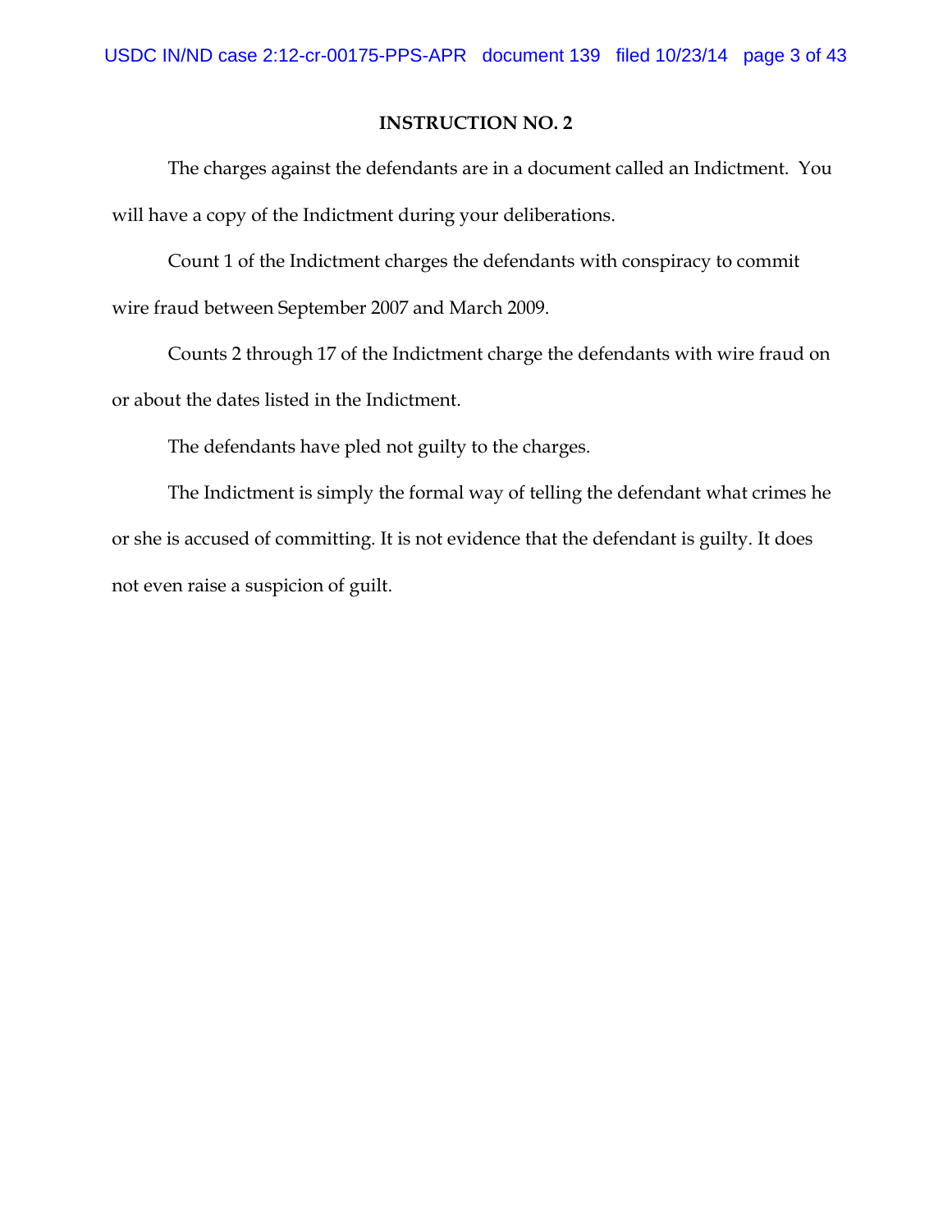**INSTRUCTION NO. 2**

The charges against the defendants are in a document called an Indictment. You will have a copy of the Indictment during your deliberations.

Count 1 of the Indictment charges the defendants with conspiracy to commit wire fraud between September 2007 and March 2009.

Counts 2 through 17 of the Indictment charge the defendants with wire fraud on or about the dates listed in the Indictment.

The defendants have pled not guilty to the charges.

The Indictment is simply the formal way of telling the defendant what crimes he or she is accused of committing. It is not evidence that the defendant is guilty. It does not even raise a suspicion of guilt.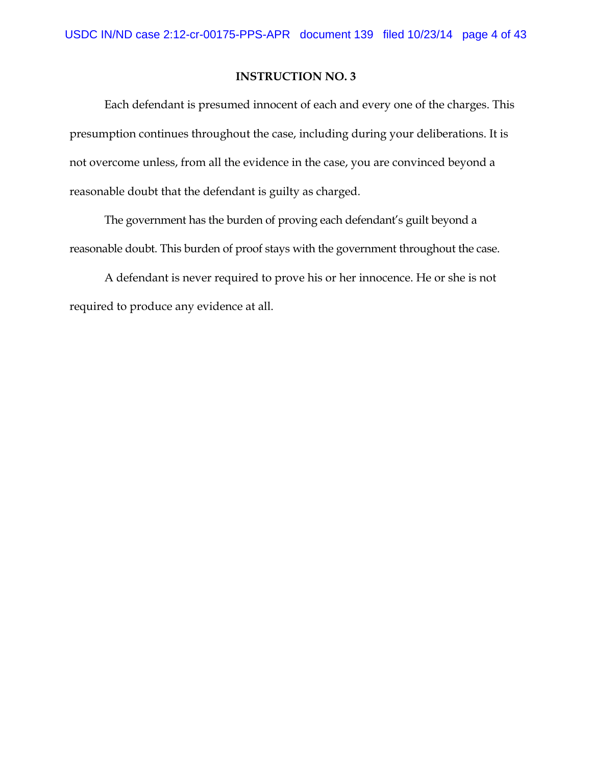**INSTRUCTION NO. 3**

Each defendant is presumed innocent of each and every one of the charges. This presumption continues throughout the case, including during your deliberations. It is not overcome unless, from all the evidence in the case, you are convinced beyond a reasonable doubt that the defendant is guilty as charged.

The government has the burden of proving each defendant's guilt beyond a reasonable doubt. This burden of proof stays with the government throughout the case.

A defendant is never required to prove his or her innocence. He or she is not required to produce any evidence at all.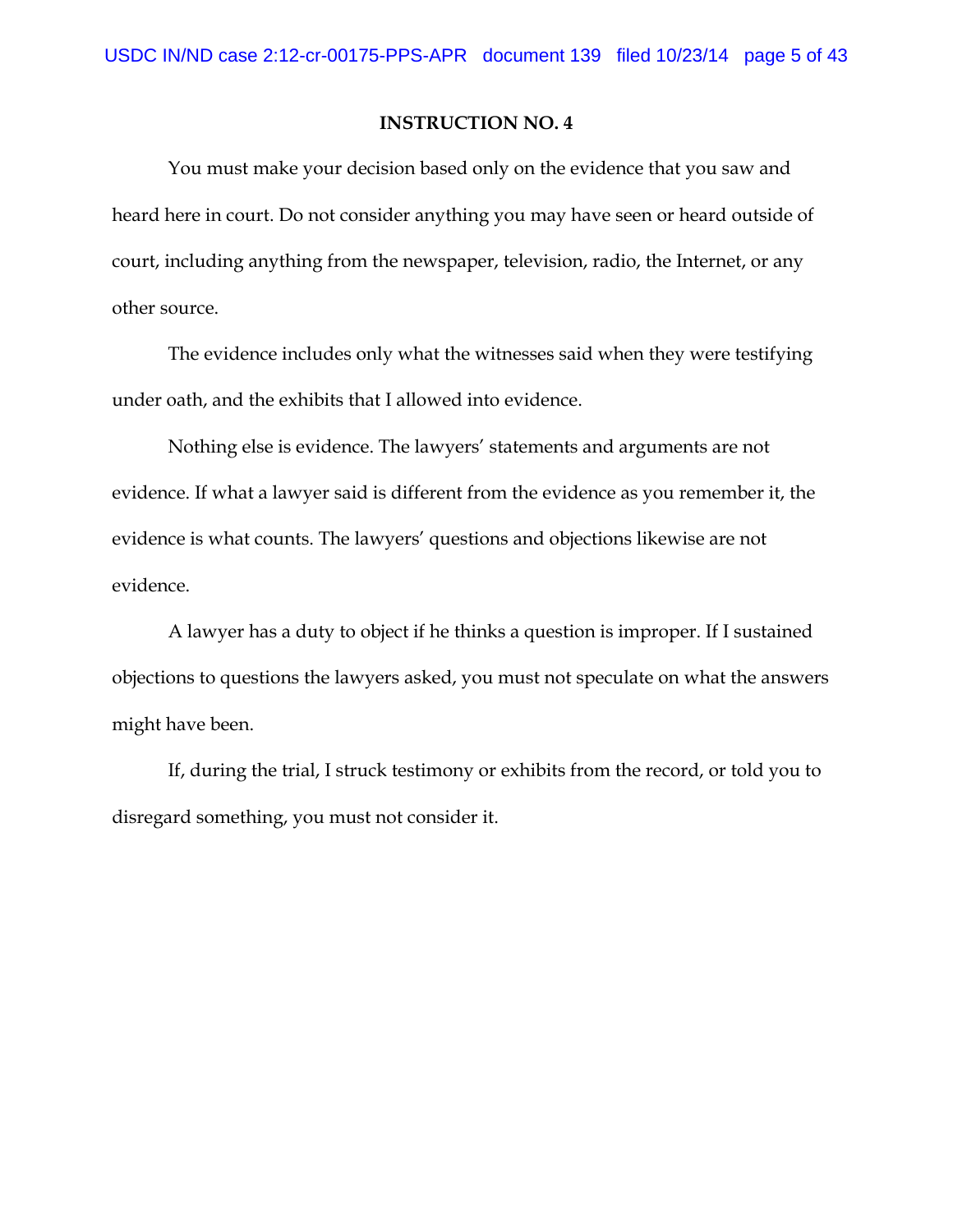## INSTRUCTION NO. 4

You must make your decision based only on the evidence that you saw and heard here in court. Do not consider anything you may have seen or heard outside of court, including anything from the newspaper, television, radio, the Internet, or any other source.

The evidence includes only what the witnesses said when they were testifying under oath, and the exhibits that I allowed into evidence.

Nothing else is evidence. The lawyers' statements and arguments are not evidence. If what a lawyer said is different from the evidence as you remember it, the evidence is what counts. The lawyers' questions and objections likewise are not evidence.

A lawyer has a duty to object if he thinks a question is improper. If I sustained objections to questions the lawyers asked, you must not speculate on what the answers might have been.

If, during the trial, I struck testimony or exhibits from the record, or told you to disregard something, you must not consider it.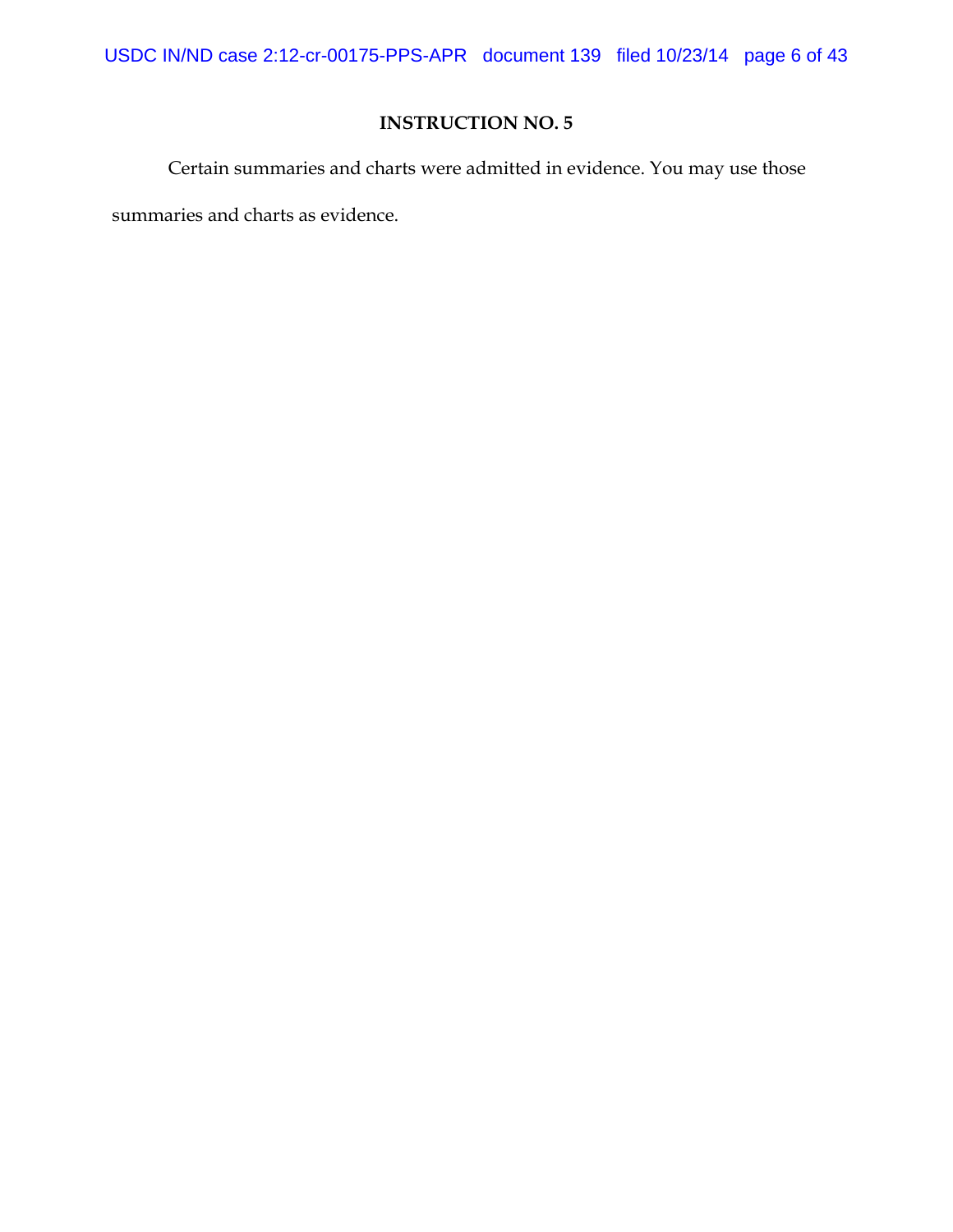## INSTRUCTION NO. 5

Certain summaries and charts were admitted in evidence. You may use those summaries and charts as evidence.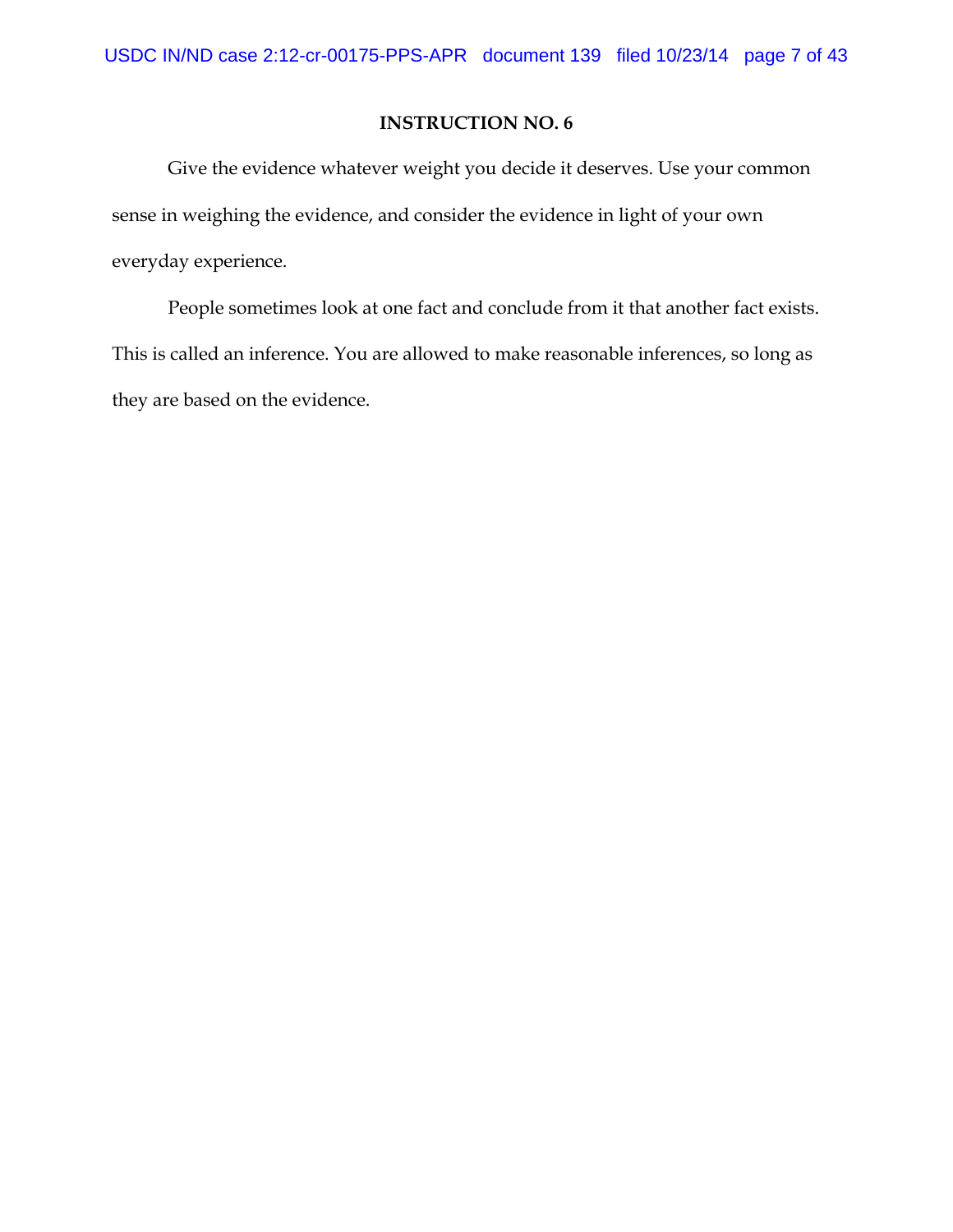**INSTRUCTION NO. 6**

Give the evidence whatever weight you decide it deserves. Use your common sense in weighing the evidence, and consider the evidence in light of your own everyday experience.

People sometimes look at one fact and conclude from it that another fact exists. This is called an inference. You are allowed to make reasonable inferences, so long as they are based on the evidence.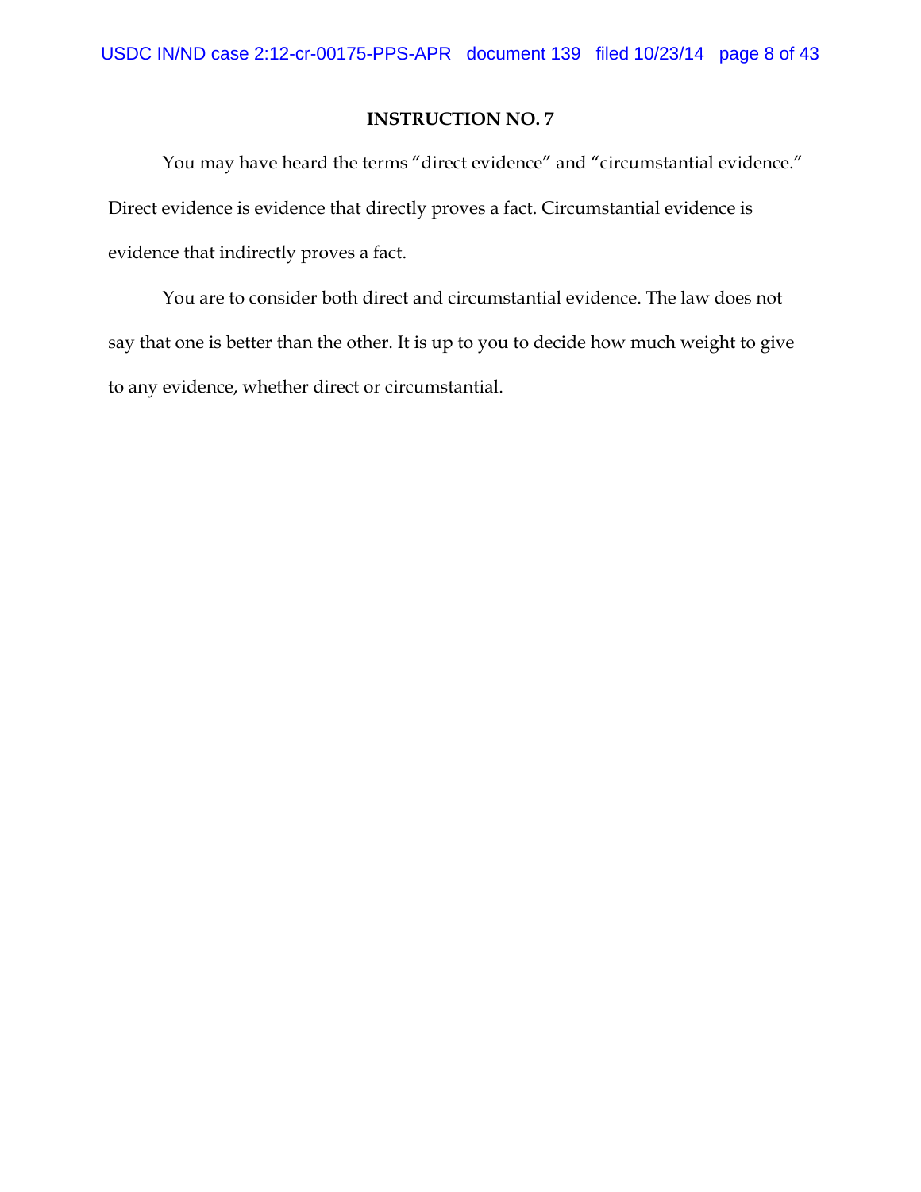## INSTRUCTION NO. 7

You may have heard the terms "direct evidence" and "circumstantial evidence." Direct evidence is evidence that directly proves a fact. Circumstantial evidence is evidence that indirectly proves a fact.

You are to consider both direct and circumstantial evidence. The law does not say that one is better than the other. It is up to you to decide how much weight to give to any evidence, whether direct or circumstantial.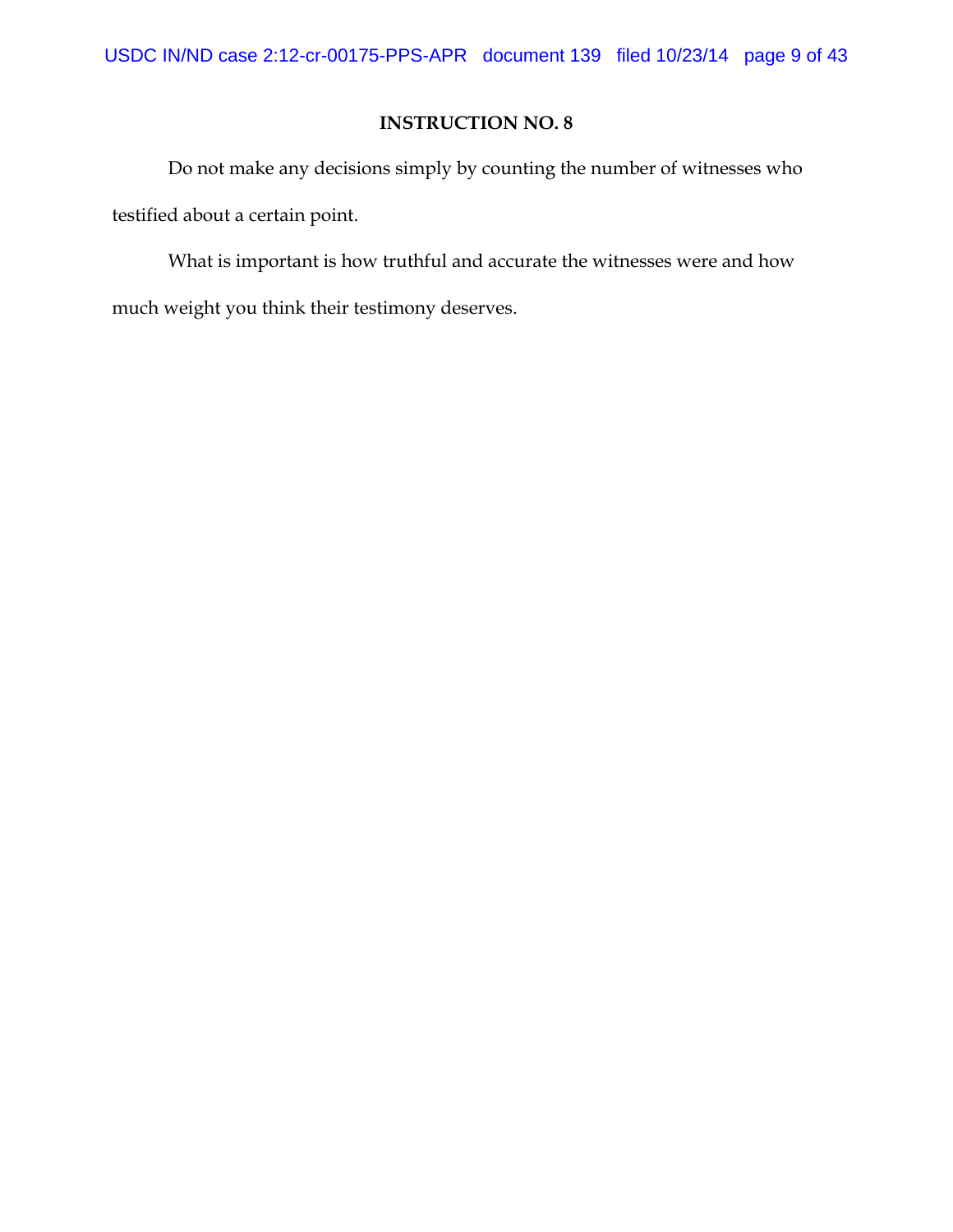## INSTRUCTION NO. 8

Do not make any decisions simply by counting the number of witnesses who testified about a certain point.

What is important is how truthful and accurate the witnesses were and how much weight you think their testimony deserves.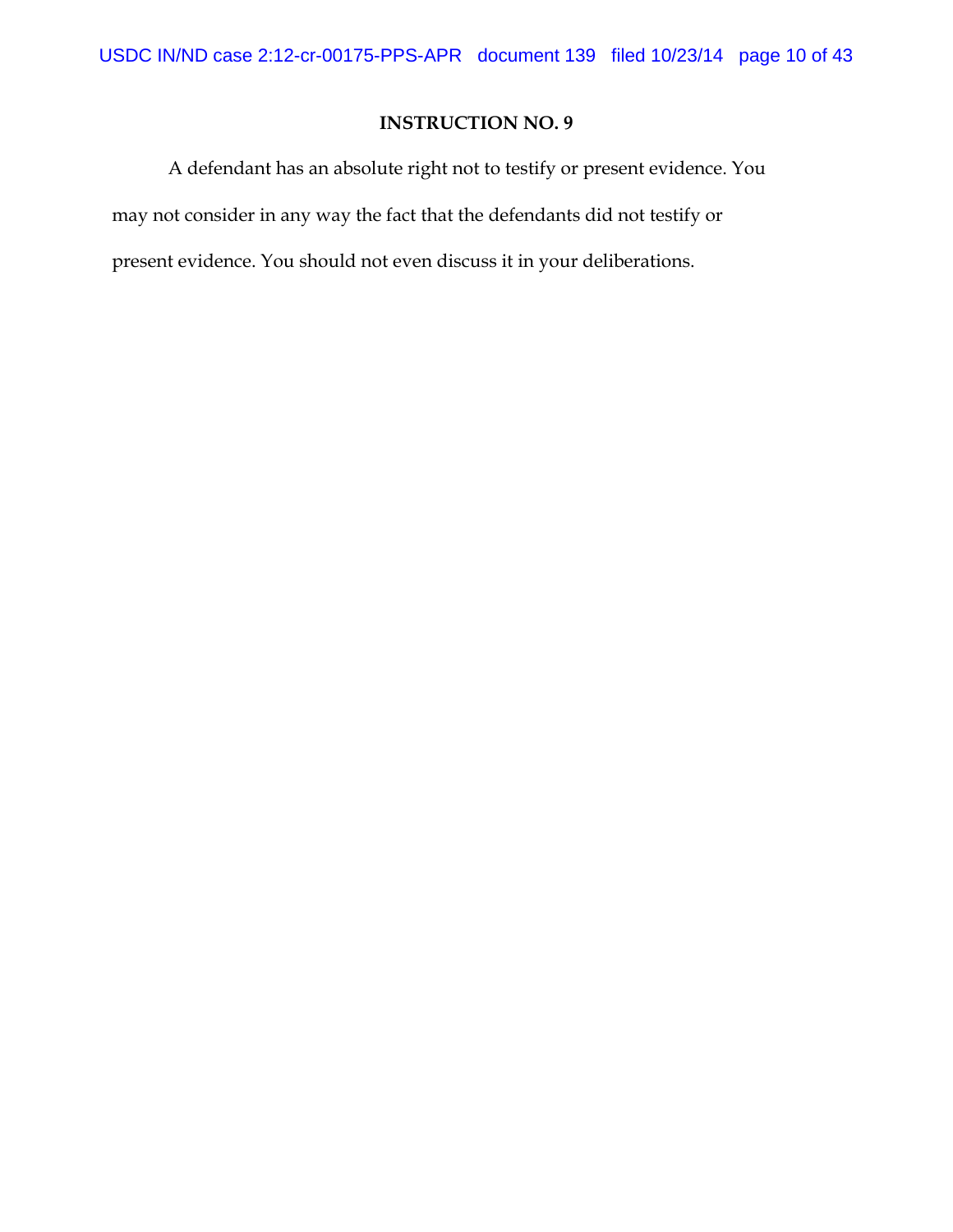**INSTRUCTION NO. 9**

A defendant has an absolute right not to testify or present evidence. You may not consider in any way the fact that the defendants did not testify or present evidence. You should not even discuss it in your deliberations.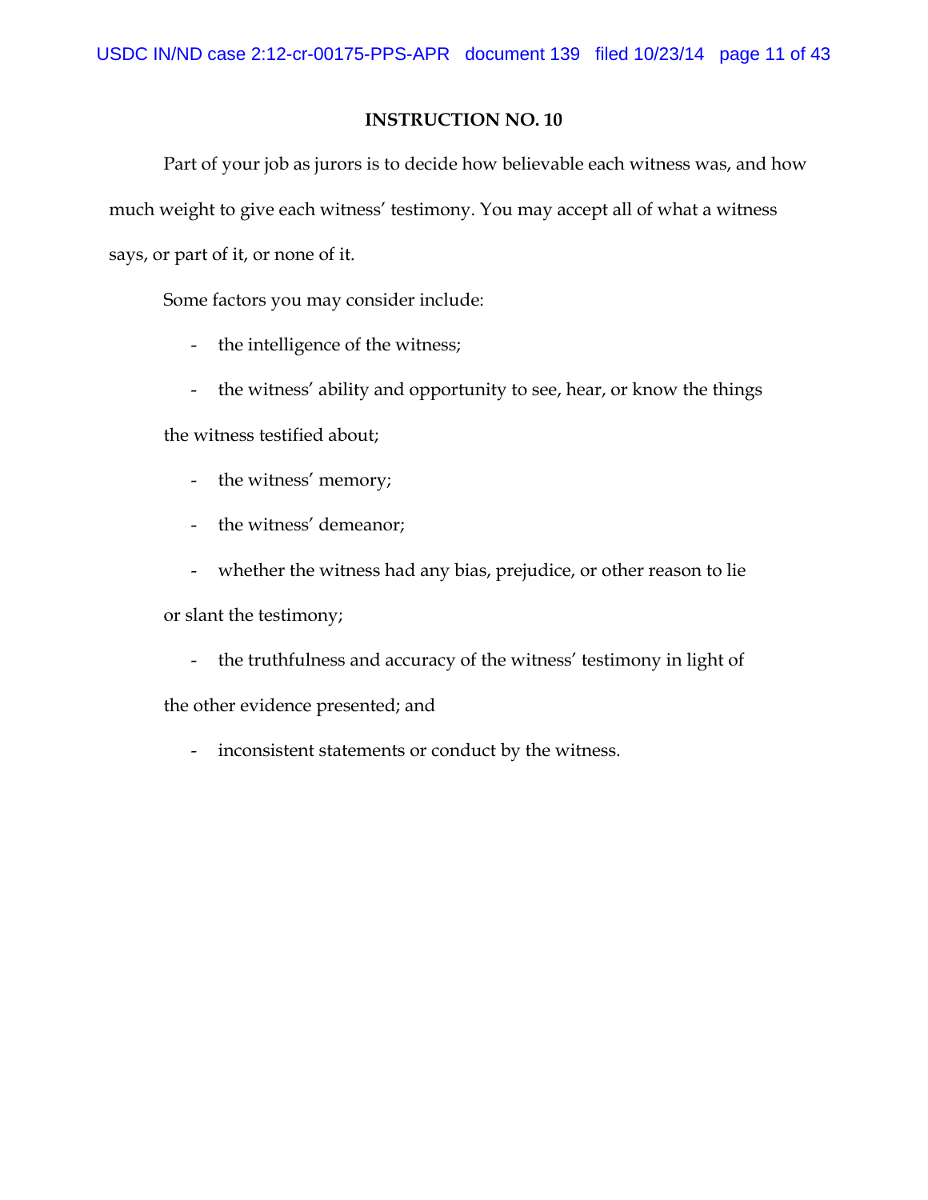**INSTRUCTION NO. 10**

Part of your job as jurors is to decide how believable each witness was, and how much weight to give each witness' testimony. You may accept all of what a witness says, or part of it, or none of it.

Some factors you may consider include:

- the intelligence of the witness;
- the witness' ability and opportunity to see, hear, or know the things the witness testified about;
- the witness' memory;
- the witness' demeanor;
- whether the witness had any bias, prejudice, or other reason to lie or slant the testimony;
- the truthfulness and accuracy of the witness' testimony in light of the other evidence presented; and
- inconsistent statements or conduct by the witness.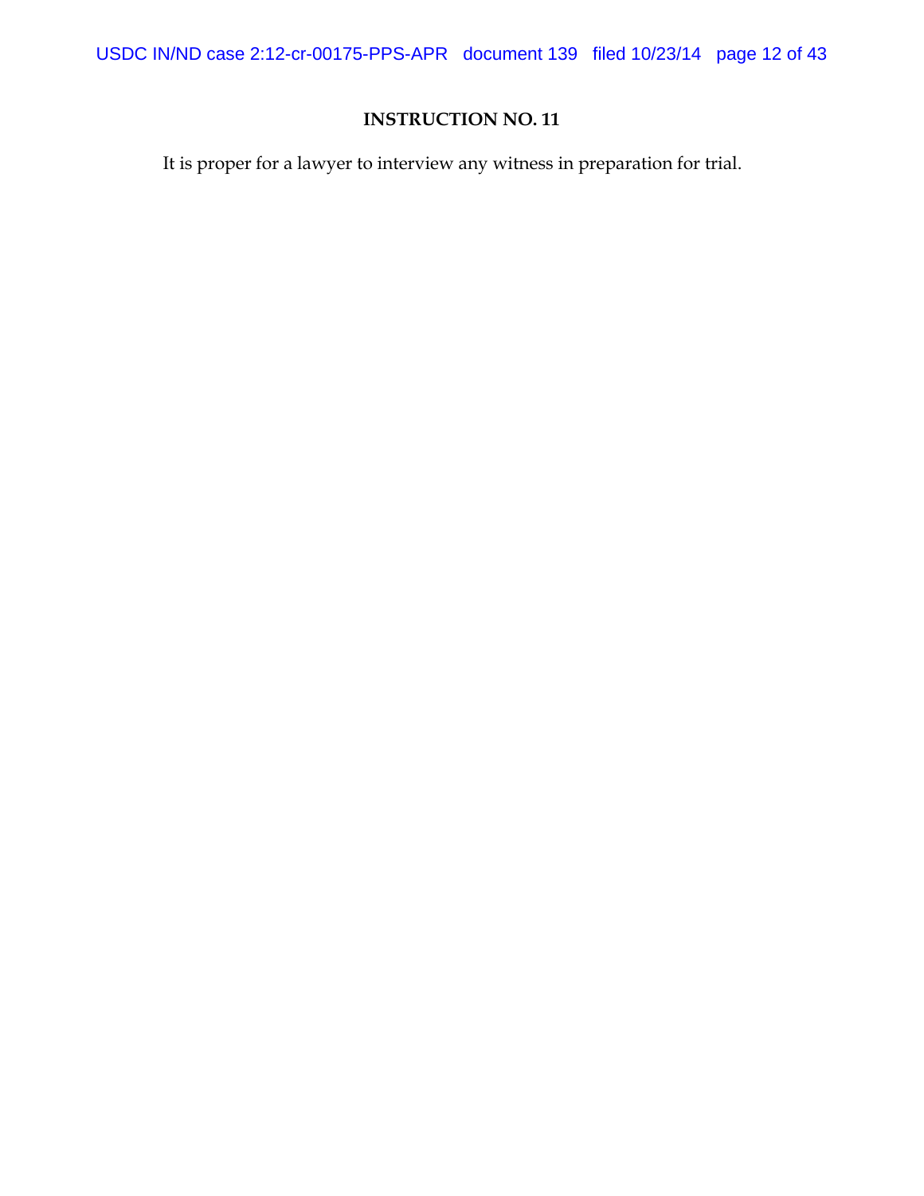## INSTRUCTION NO. 11

It is proper for a lawyer to interview any witness in preparation for trial.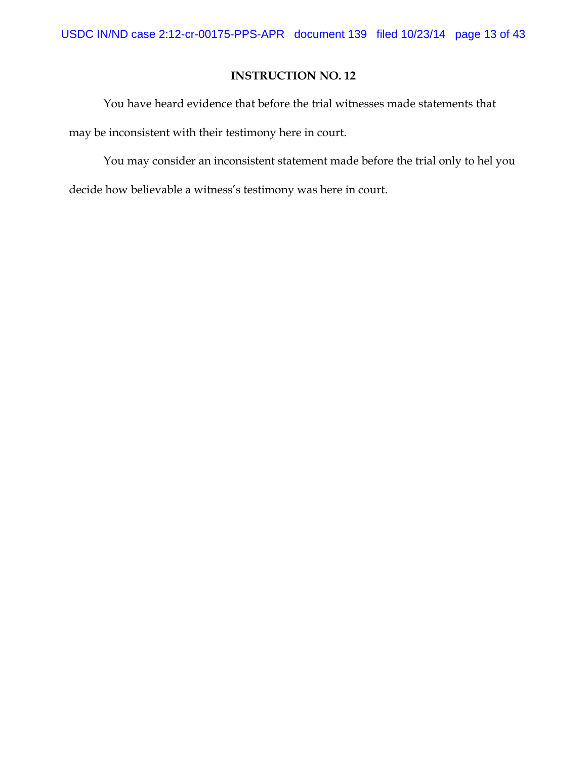**INSTRUCTION NO. 12**

You have heard evidence that before the trial witnesses made statements that may be inconsistent with their testimony here in court.

You may consider an inconsistent statement made before the trial only to hel you decide how believable a witness's testimony was here in court.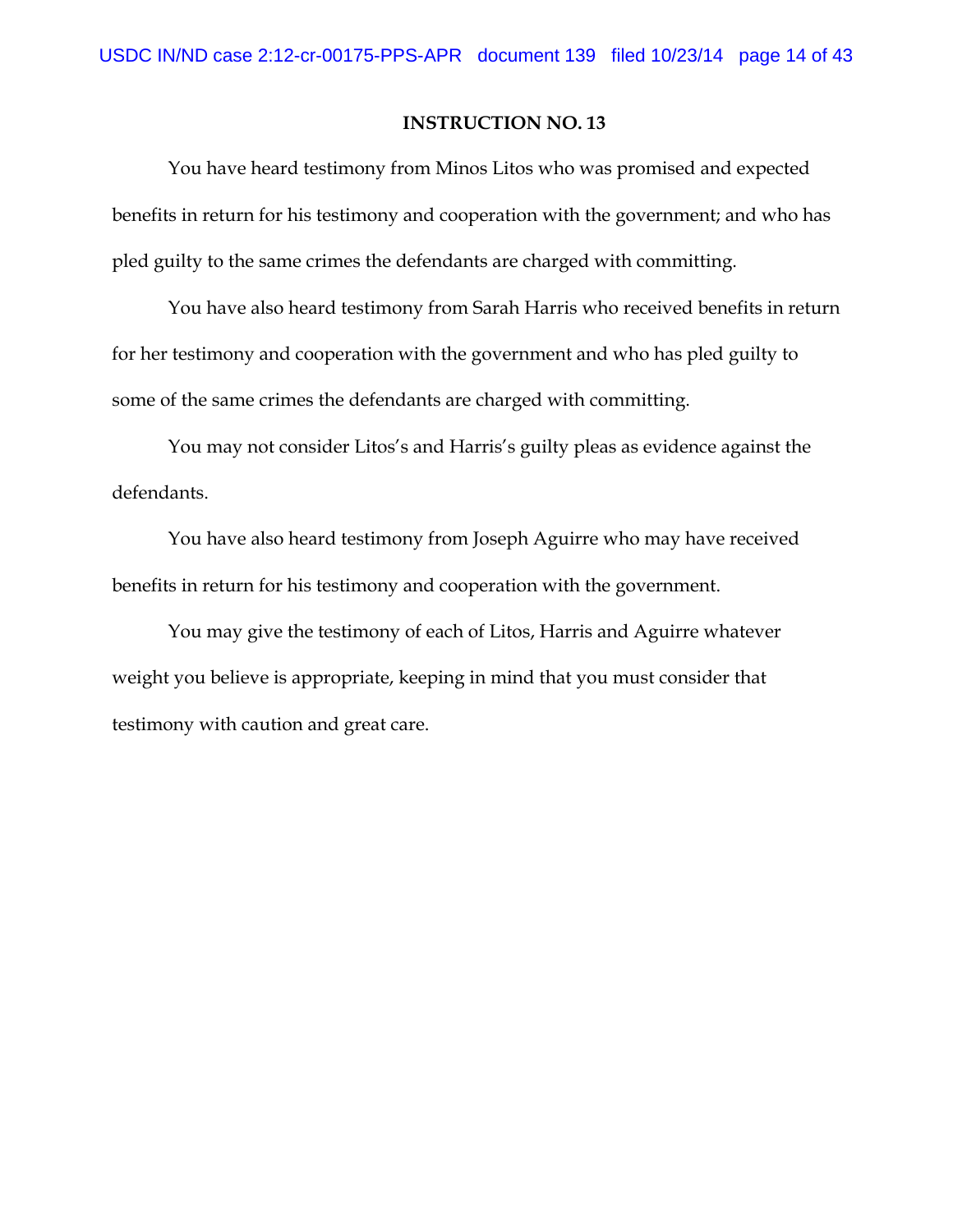**INSTRUCTION NO. 13**

You have heard testimony from Minos Litos who was promised and expected benefits in return for his testimony and cooperation with the government; and who has pled guilty to the same crimes the defendants are charged with committing.

You have also heard testimony from Sarah Harris who received benefits in return for her testimony and cooperation with the government and who has pled guilty to some of the same crimes the defendants are charged with committing.

You may not consider Litos's and Harris's guilty pleas as evidence against the defendants.

You have also heard testimony from Joseph Aguirre who may have received benefits in return for his testimony and cooperation with the government.

You may give the testimony of each of Litos, Harris and Aguirre whatever weight you believe is appropriate, keeping in mind that you must consider that testimony with caution and great care.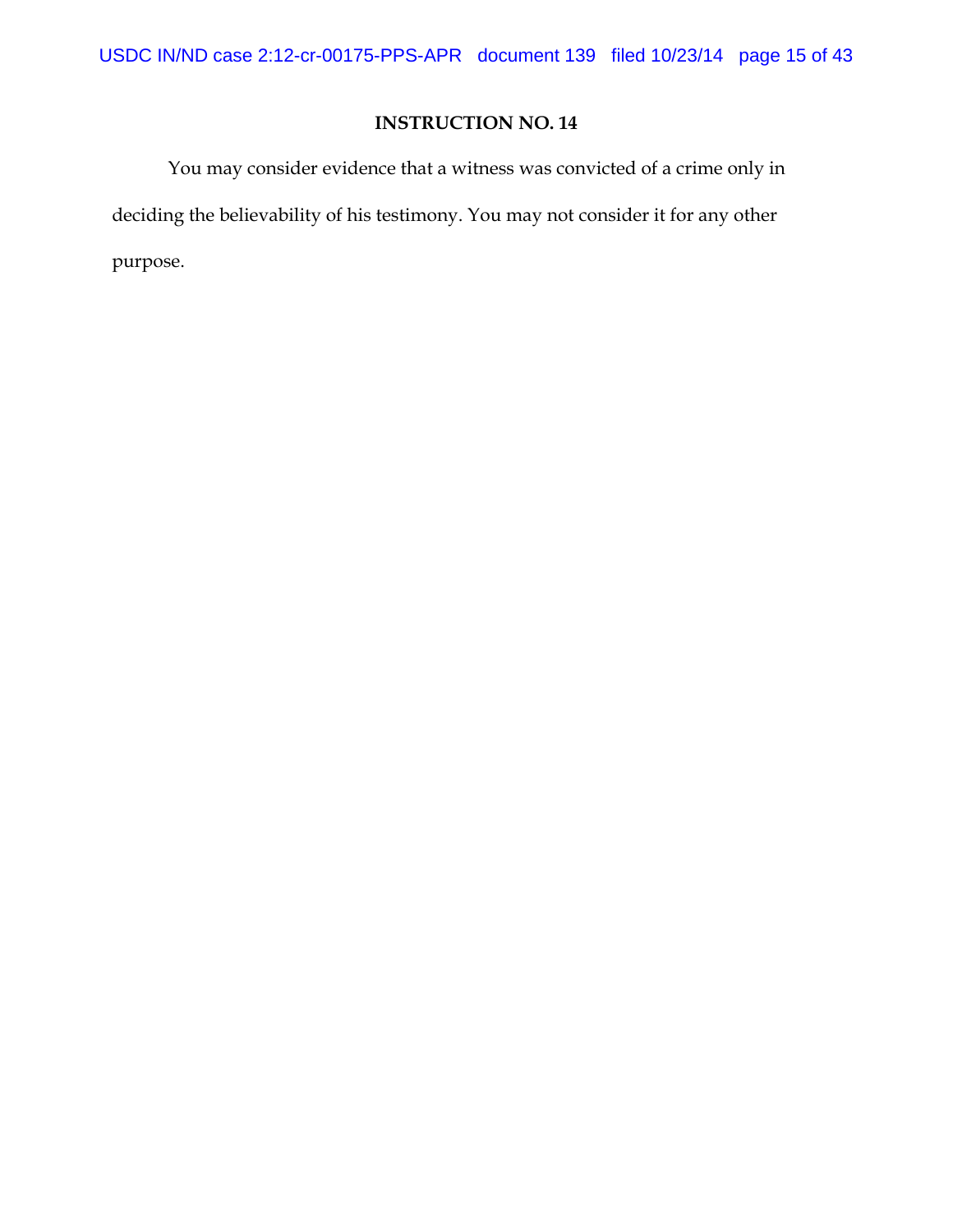## INSTRUCTION NO. 14

You may consider evidence that a witness was convicted of a crime only in deciding the believability of his testimony. You may not consider it for any other purpose.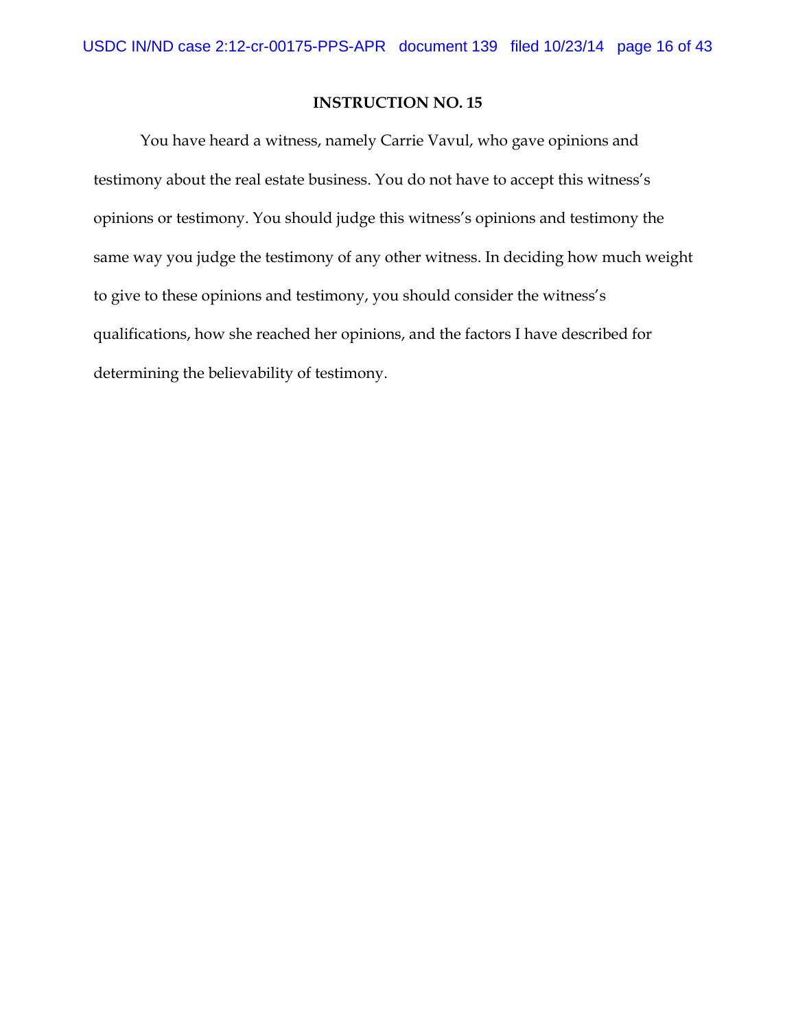**INSTRUCTION NO. 15**

You have heard a witness, namely Carrie Vavul, who gave opinions and testimony about the real estate business. You do not have to accept this witness's opinions or testimony. You should judge this witness's opinions and testimony the same way you judge the testimony of any other witness. In deciding how much weight to give to these opinions and testimony, you should consider the witness's qualifications, how she reached her opinions, and the factors I have described for determining the believability of testimony.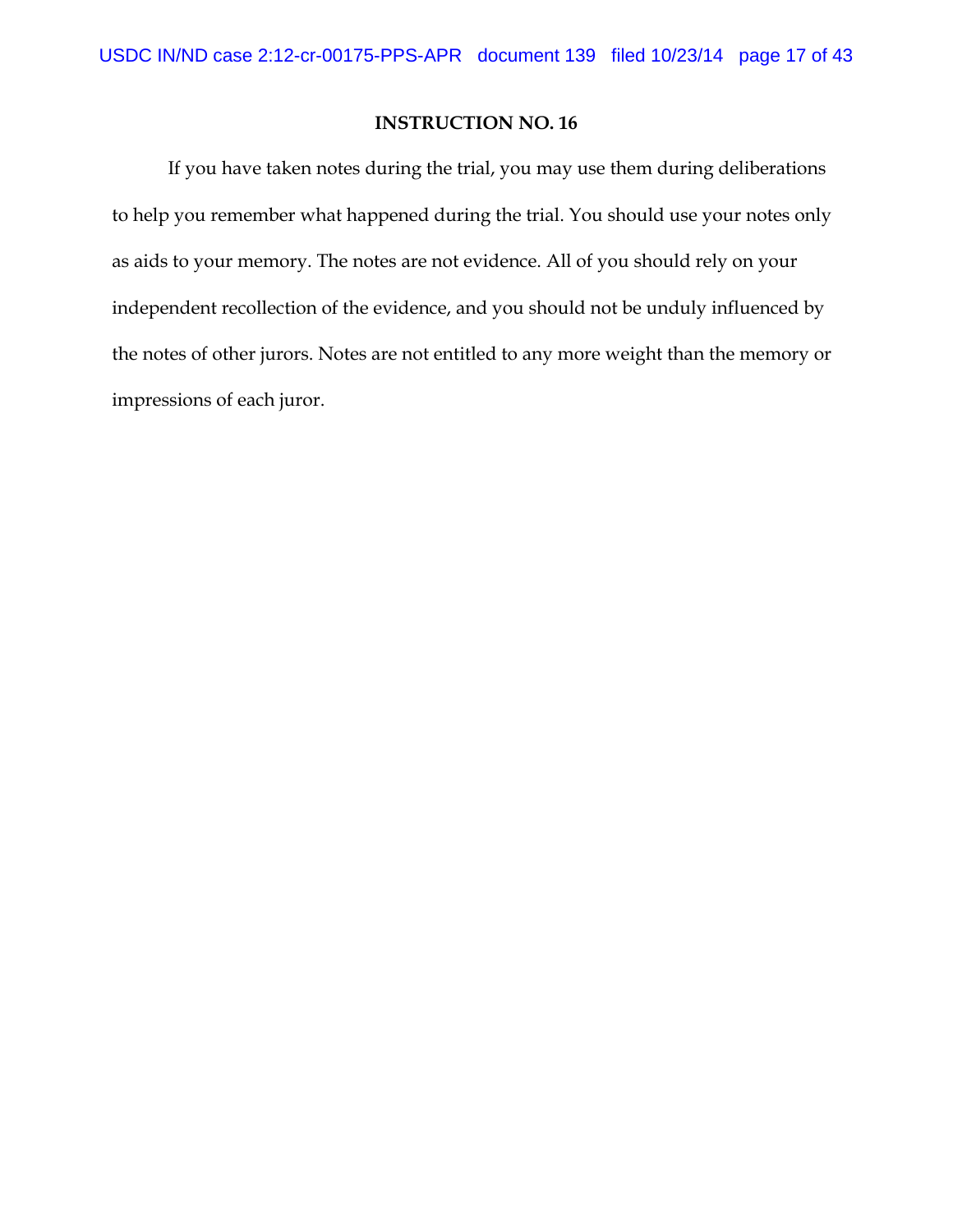**INSTRUCTION NO. 16**

If you have taken notes during the trial, you may use them during deliberations to help you remember what happened during the trial. You should use your notes only as aids to your memory. The notes are not evidence. All of you should rely on your independent recollection of the evidence, and you should not be unduly influenced by the notes of other jurors. Notes are not entitled to any more weight than the memory or impressions of each juror.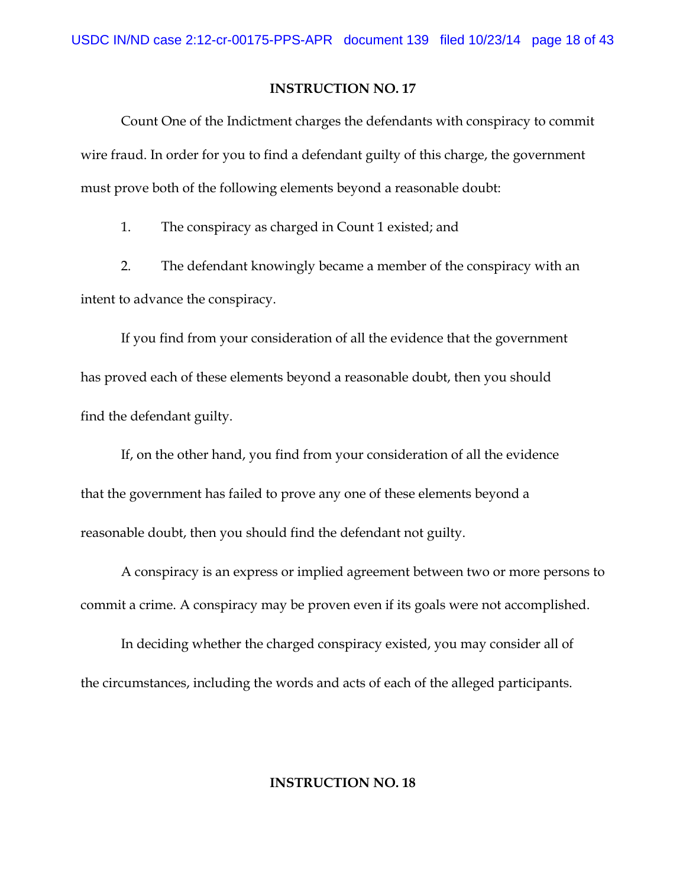## INSTRUCTION NO. 17

Count One of the Indictment charges the defendants with conspiracy to commit wire fraud. In order for you to find a defendant guilty of this charge, the government must prove both of the following elements beyond a reasonable doubt:

1. The conspiracy as charged in Count 1 existed; and

2. The defendant knowingly became a member of the conspiracy with an intent to advance the conspiracy.

If you find from your consideration of all the evidence that the government has proved each of these elements beyond a reasonable doubt, then you should find the defendant guilty.

If, on the other hand, you find from your consideration of all the evidence that the government has failed to prove any one of these elements beyond a reasonable doubt, then you should find the defendant not guilty.

A conspiracy is an express or implied agreement between two or more persons to commit a crime. A conspiracy may be proven even if its goals were not accomplished.

In deciding whether the charged conspiracy existed, you may consider all of the circumstances, including the words and acts of each of the alleged participants.

## INSTRUCTION NO. 18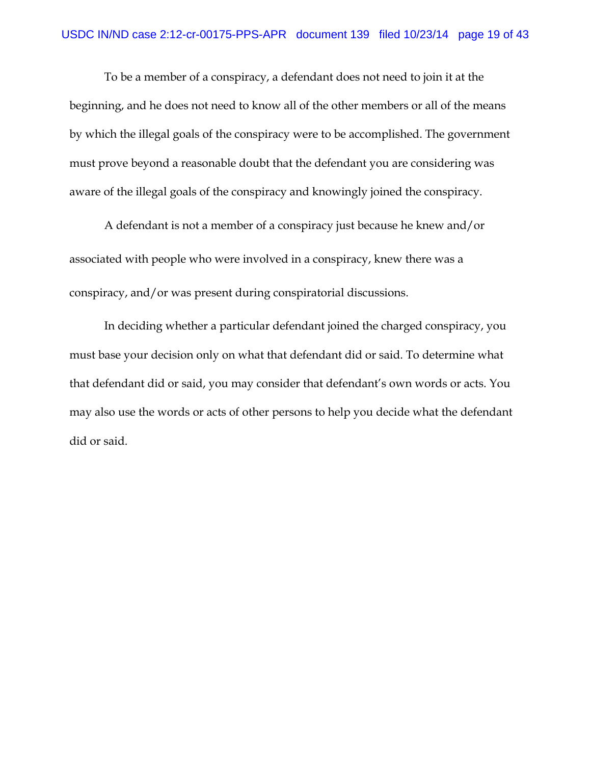To be a member of a conspiracy, a defendant does not need to join it at the beginning, and he does not need to know all of the other members or all of the means by which the illegal goals of the conspiracy were to be accomplished. The government must prove beyond a reasonable doubt that the defendant you are considering was aware of the illegal goals of the conspiracy and knowingly joined the conspiracy.

A defendant is not a member of a conspiracy just because he knew and/or associated with people who were involved in a conspiracy, knew there was a conspiracy, and/or was present during conspiratorial discussions.

In deciding whether a particular defendant joined the charged conspiracy, you must base your decision only on what that defendant did or said. To determine what that defendant did or said, you may consider that defendant's own words or acts. You may also use the words or acts of other persons to help you decide what the defendant did or said.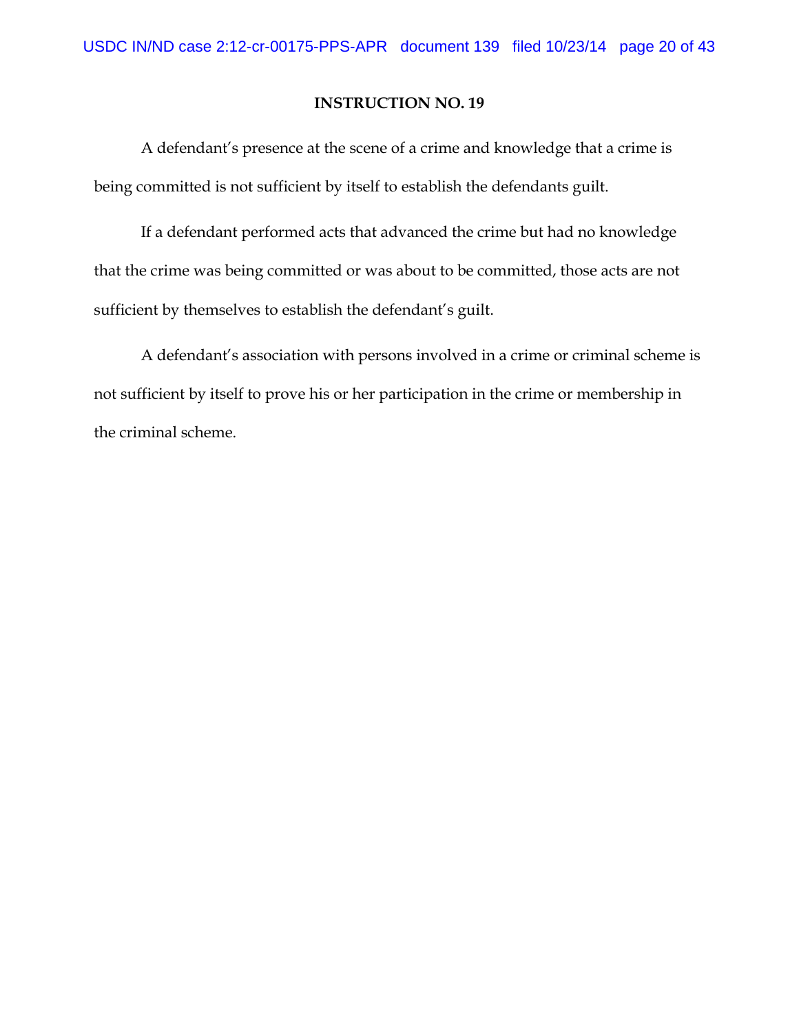**INSTRUCTION NO. 19**

A defendant's presence at the scene of a crime and knowledge that a crime is being committed is not sufficient by itself to establish the defendants guilt.

If a defendant performed acts that advanced the crime but had no knowledge that the crime was being committed or was about to be committed, those acts are not sufficient by themselves to establish the defendant's guilt.

A defendant's association with persons involved in a crime or criminal scheme is not sufficient by itself to prove his or her participation in the crime or membership in the criminal scheme.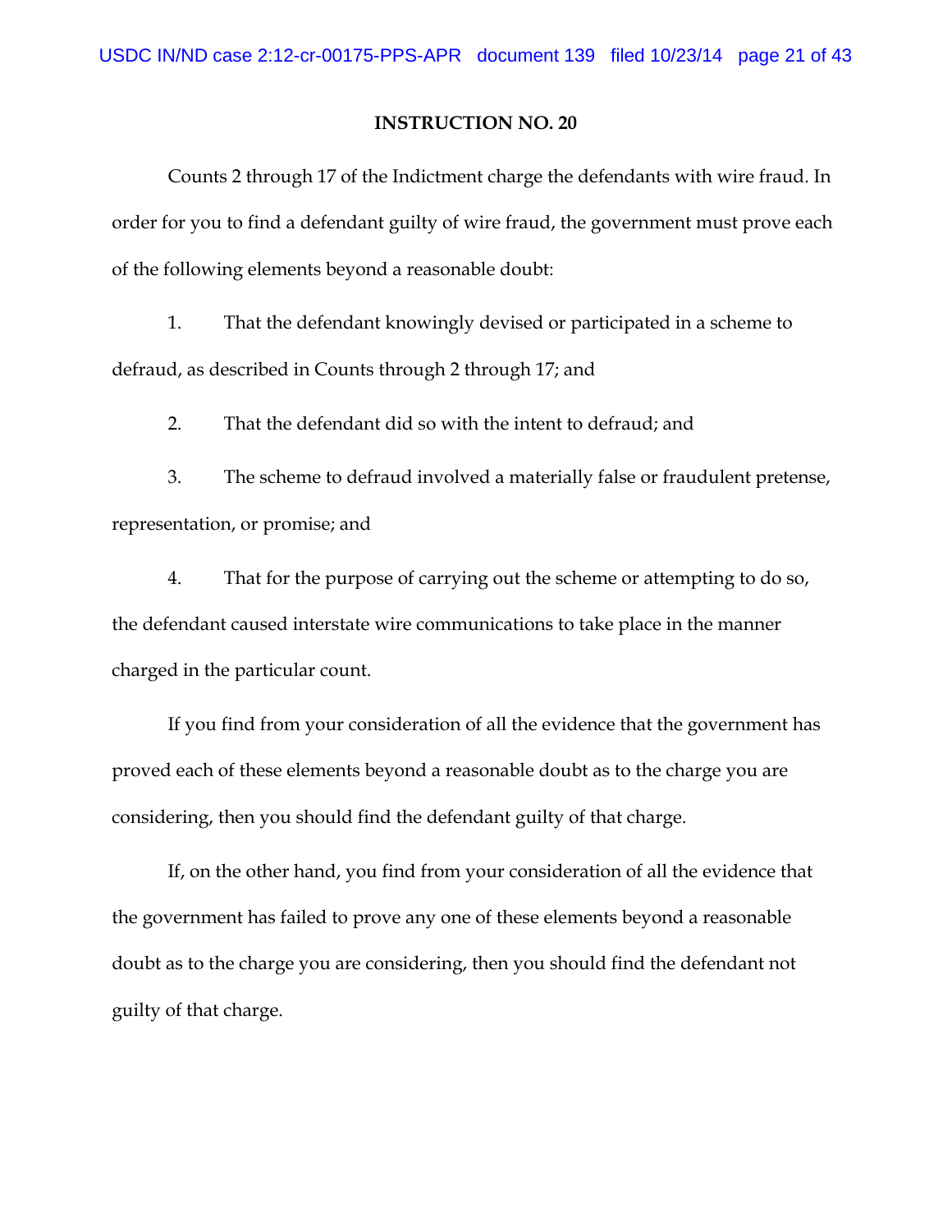**INSTRUCTION NO. 20**

Counts 2 through 17 of the Indictment charge the defendants with wire fraud. In order for you to find a defendant guilty of wire fraud, the government must prove each of the following elements beyond a reasonable doubt:

1. That the defendant knowingly devised or participated in a scheme to defraud, as described in Counts through 2 through 17; and

2. That the defendant did so with the intent to defraud; and

3. The scheme to defraud involved a materially false or fraudulent pretense, representation, or promise; and

4. That for the purpose of carrying out the scheme or attempting to do so, the defendant caused interstate wire communications to take place in the manner charged in the particular count.

If you find from your consideration of all the evidence that the government has proved each of these elements beyond a reasonable doubt as to the charge you are considering, then you should find the defendant guilty of that charge.

If, on the other hand, you find from your consideration of all the evidence that the government has failed to prove any one of these elements beyond a reasonable doubt as to the charge you are considering, then you should find the defendant not guilty of that charge.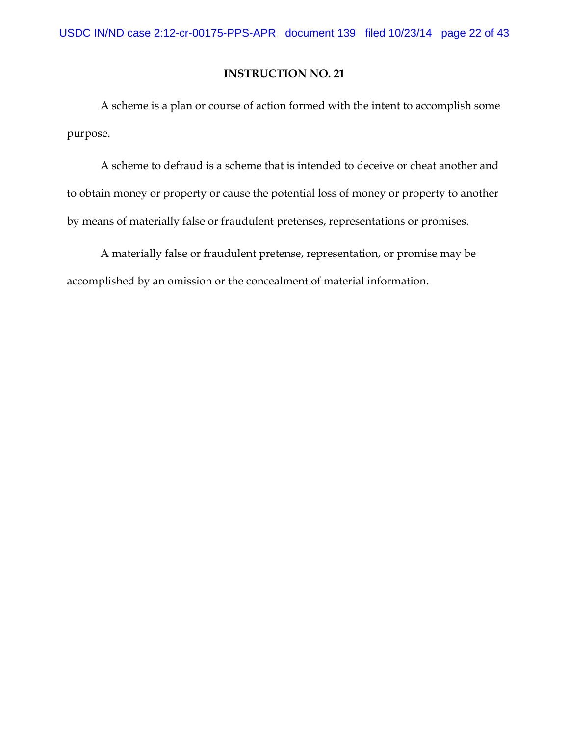**INSTRUCTION NO. 21**

A scheme is a plan or course of action formed with the intent to accomplish some purpose.

A scheme to defraud is a scheme that is intended to deceive or cheat another and to obtain money or property or cause the potential loss of money or property to another by means of materially false or fraudulent pretenses, representations or promises.

A materially false or fraudulent pretense, representation, or promise may be accomplished by an omission or the concealment of material information.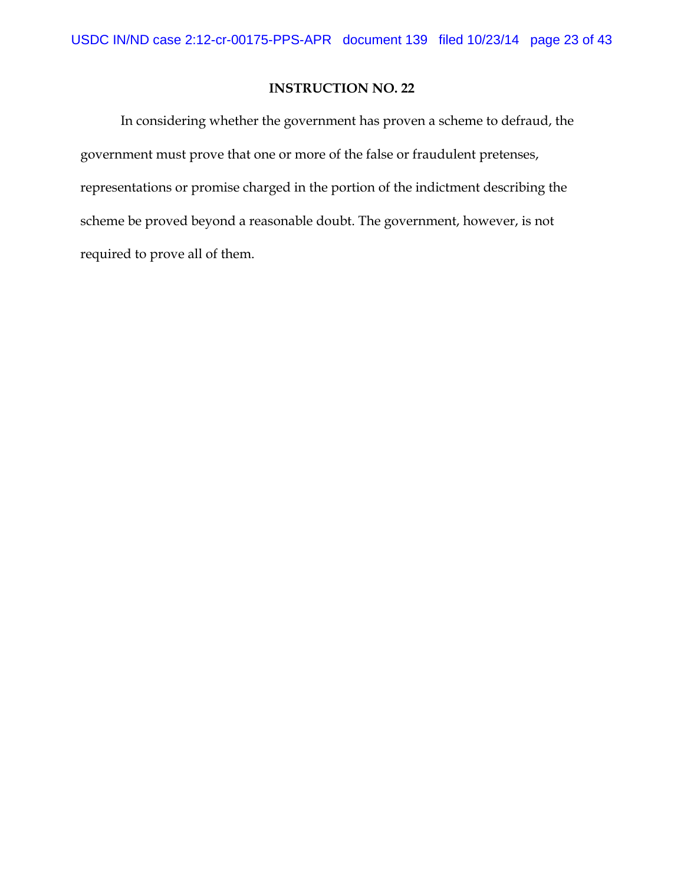**INSTRUCTION NO. 22**

In considering whether the government has proven a scheme to defraud, the government must prove that one or more of the false or fraudulent pretenses, representations or promise charged in the portion of the indictment describing the scheme be proved beyond a reasonable doubt. The government, however, is not required to prove all of them.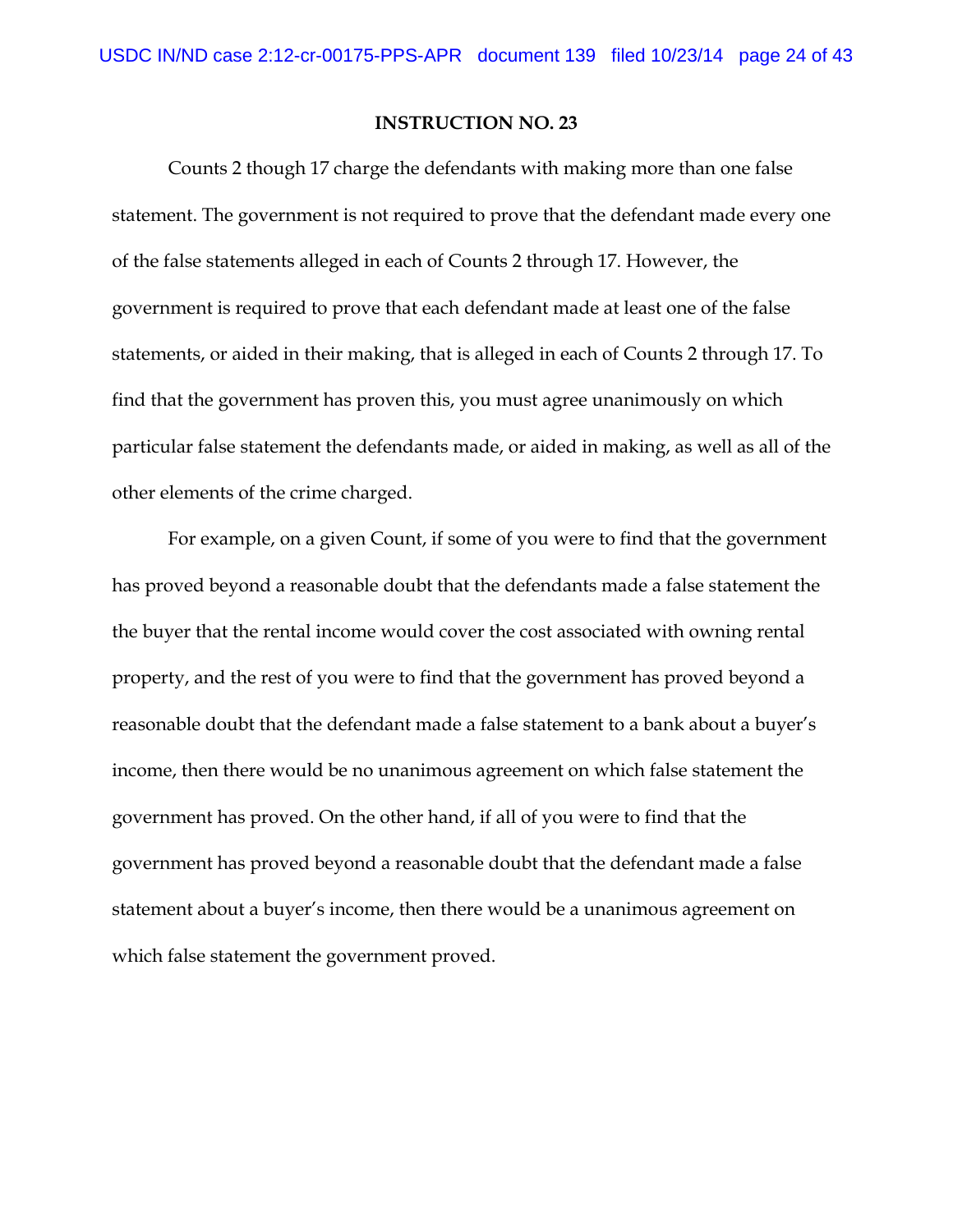**INSTRUCTION NO. 23**

Counts 2 though 17 charge the defendants with making more than one false statement. The government is not required to prove that the defendant made every one of the false statements alleged in each of Counts 2 through 17. However, the government is required to prove that each defendant made at least one of the false statements, or aided in their making, that is alleged in each of Counts 2 through 17. To find that the government has proven this, you must agree unanimously on which particular false statement the defendants made, or aided in making, as well as all of the other elements of the crime charged.

For example, on a given Count, if some of you were to find that the government has proved beyond a reasonable doubt that the defendants made a false statement the the buyer that the rental income would cover the cost associated with owning rental property, and the rest of you were to find that the government has proved beyond a reasonable doubt that the defendant made a false statement to a bank about a buyer's income, then there would be no unanimous agreement on which false statement the government has proved. On the other hand, if all of you were to find that the government has proved beyond a reasonable doubt that the defendant made a false statement about a buyer's income, then there would be a unanimous agreement on which false statement the government proved.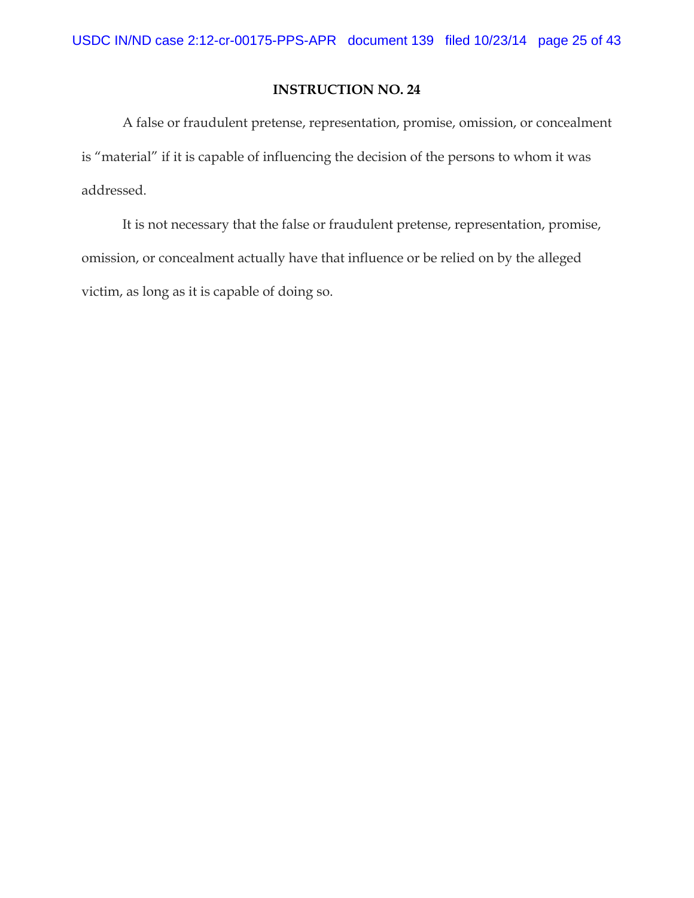## INSTRUCTION NO. 24

A false or fraudulent pretense, representation, promise, omission, or concealment is "material" if it is capable of influencing the decision of the persons to whom it was addressed.

It is not necessary that the false or fraudulent pretense, representation, promise, omission, or concealment actually have that influence or be relied on by the alleged victim, as long as it is capable of doing so.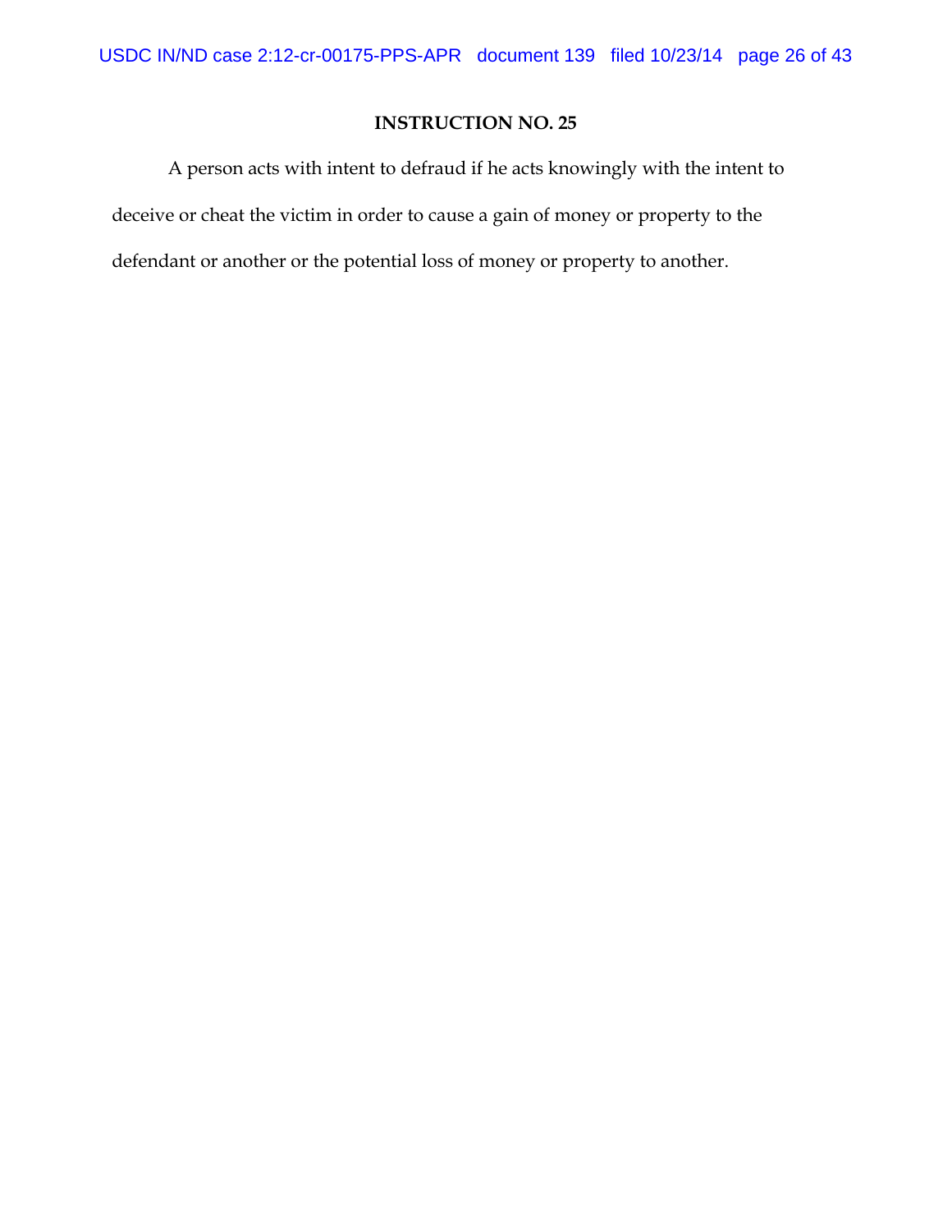**INSTRUCTION NO. 25**

A person acts with intent to defraud if he acts knowingly with the intent to deceive or cheat the victim in order to cause a gain of money or property to the defendant or another or the potential loss of money or property to another.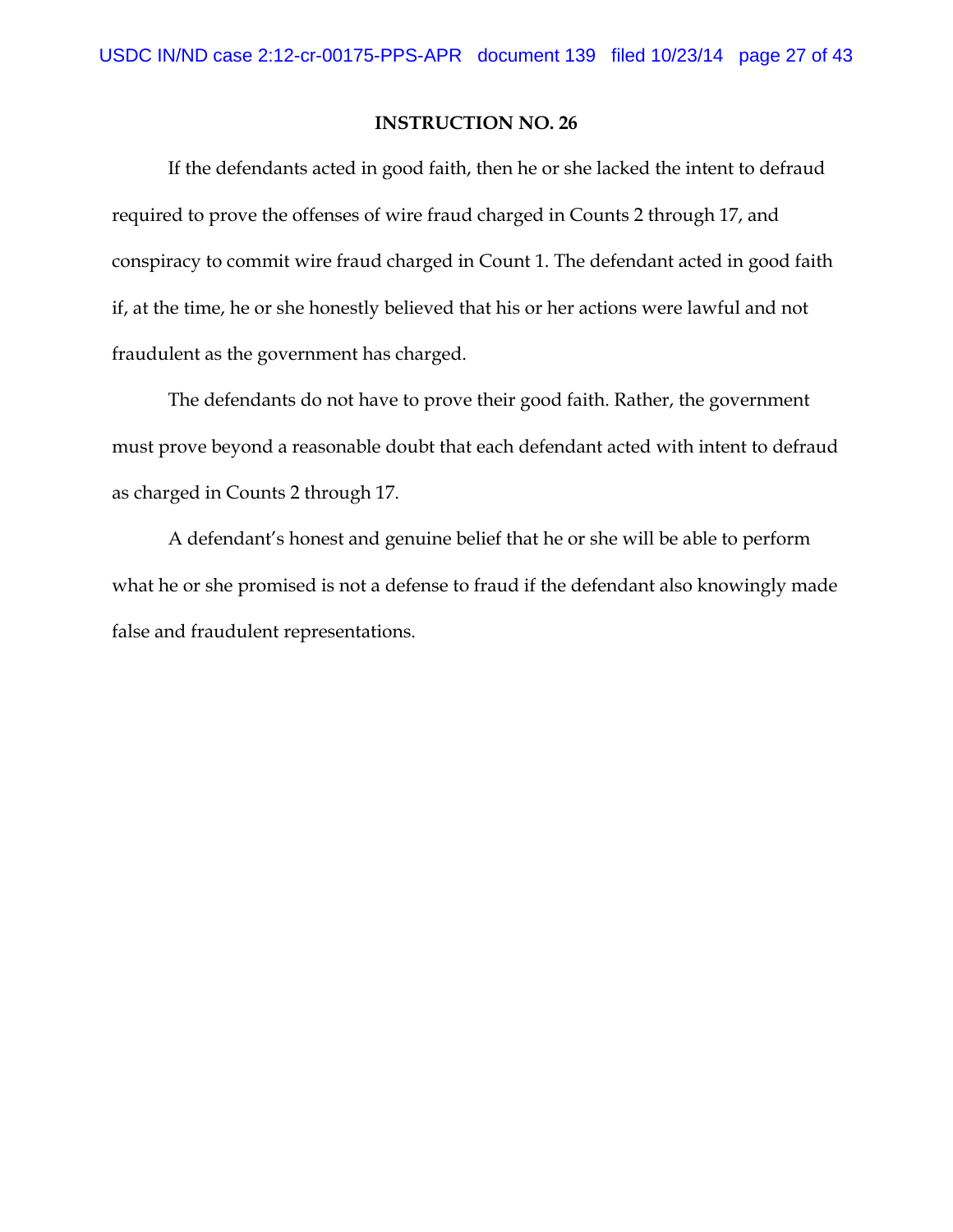**INSTRUCTION NO. 26**

If the defendants acted in good faith, then he or she lacked the intent to defraud required to prove the offenses of wire fraud charged in Counts 2 through 17, and conspiracy to commit wire fraud charged in Count 1. The defendant acted in good faith if, at the time, he or she honestly believed that his or her actions were lawful and not fraudulent as the government has charged.

The defendants do not have to prove their good faith. Rather, the government must prove beyond a reasonable doubt that each defendant acted with intent to defraud as charged in Counts 2 through 17.

A defendant's honest and genuine belief that he or she will be able to perform what he or she promised is not a defense to fraud if the defendant also knowingly made false and fraudulent representations.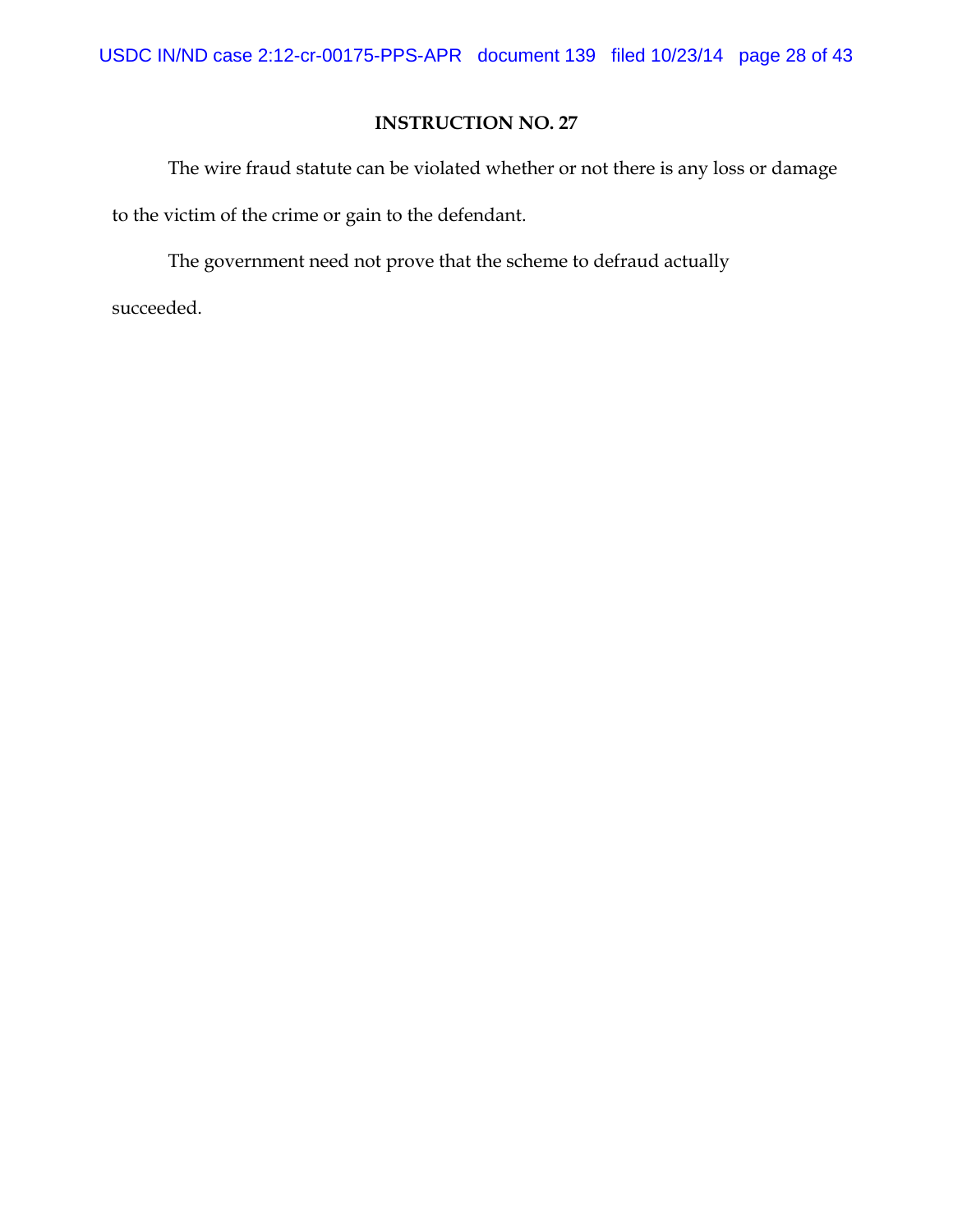**INSTRUCTION NO. 27**

The wire fraud statute can be violated whether or not there is any loss or damage to the victim of the crime or gain to the defendant.

The government need not prove that the scheme to defraud actually succeeded.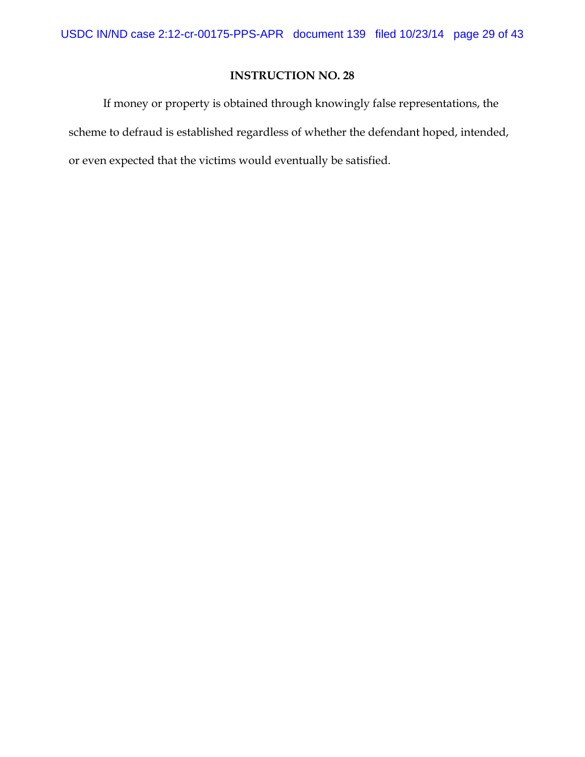## INSTRUCTION NO. 28

If money or property is obtained through knowingly false representations, the scheme to defraud is established regardless of whether the defendant hoped, intended, or even expected that the victims would eventually be satisfied.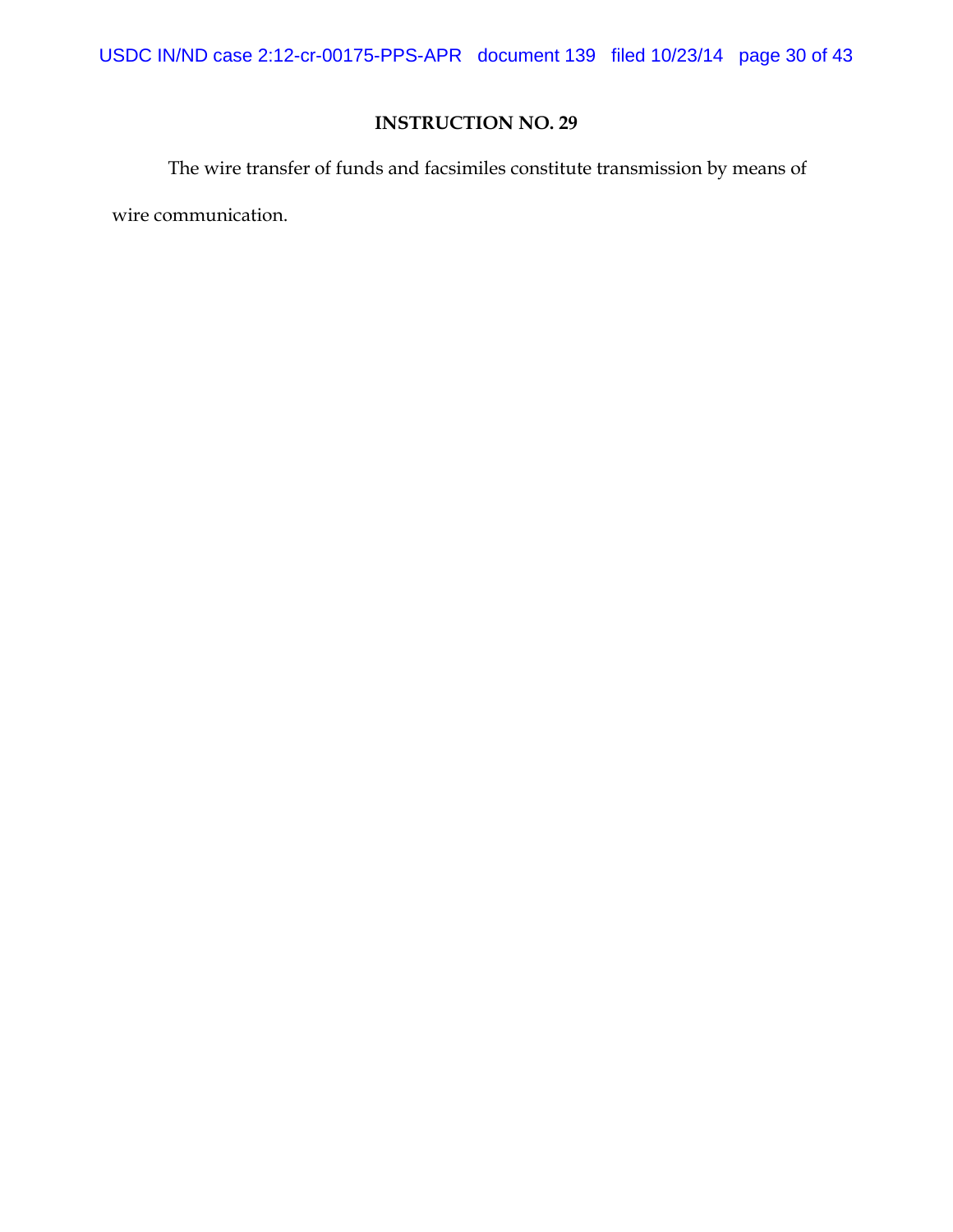## INSTRUCTION NO. 29

The wire transfer of funds and facsimiles constitute transmission by means of wire communication.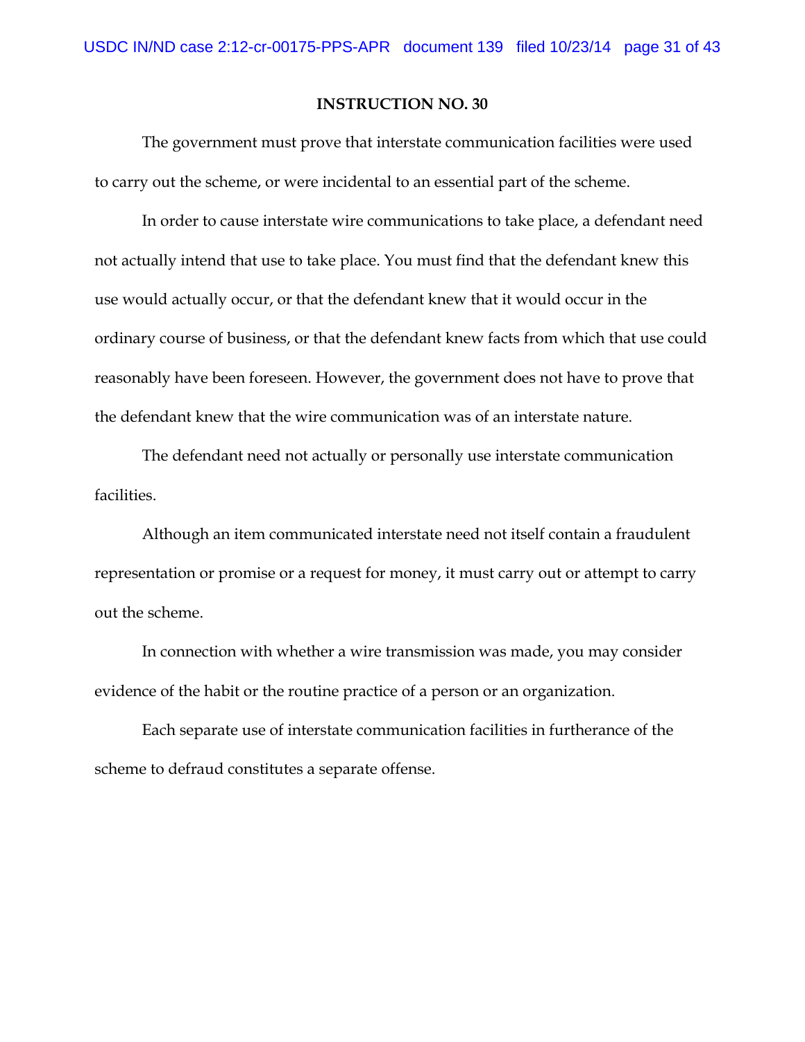**INSTRUCTION NO. 30**

The government must prove that interstate communication facilities were used to carry out the scheme, or were incidental to an essential part of the scheme.

In order to cause interstate wire communications to take place, a defendant need not actually intend that use to take place. You must find that the defendant knew this use would actually occur, or that the defendant knew that it would occur in the ordinary course of business, or that the defendant knew facts from which that use could reasonably have been foreseen. However, the government does not have to prove that the defendant knew that the wire communication was of an interstate nature.

The defendant need not actually or personally use interstate communication facilities.

Although an item communicated interstate need not itself contain a fraudulent representation or promise or a request for money, it must carry out or attempt to carry out the scheme.

In connection with whether a wire transmission was made, you may consider evidence of the habit or the routine practice of a person or an organization.

Each separate use of interstate communication facilities in furtherance of the scheme to defraud constitutes a separate offense.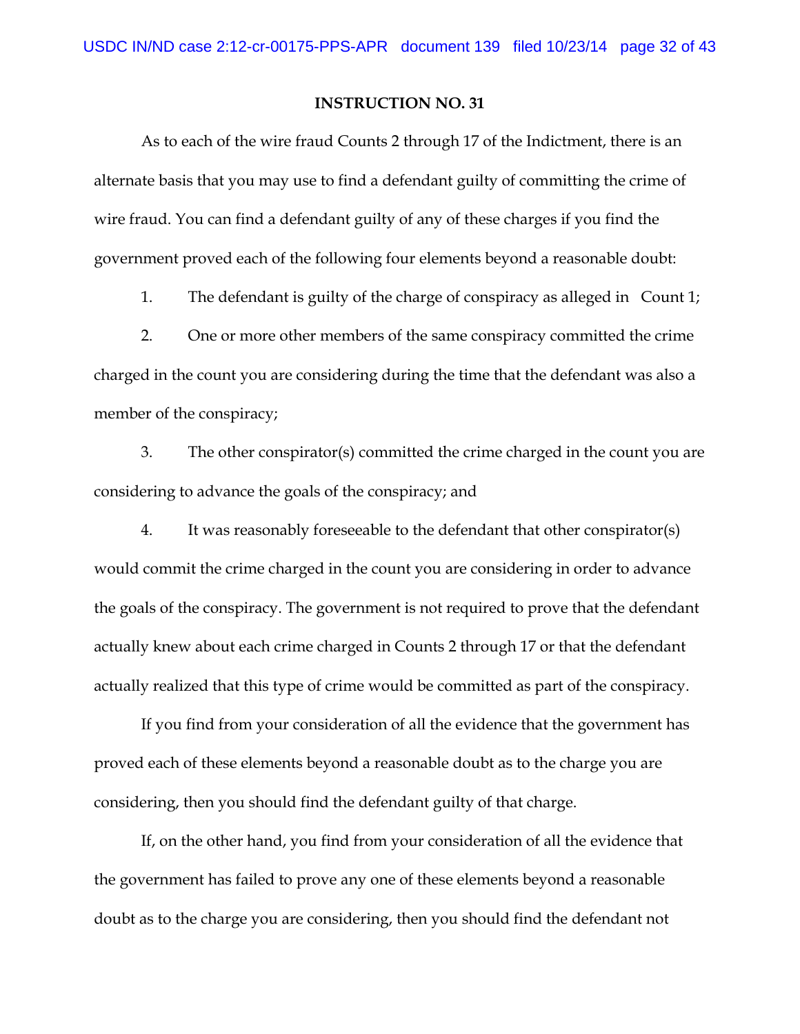**INSTRUCTION NO. 31**

As to each of the wire fraud Counts 2 through 17 of the Indictment, there is an alternate basis that you may use to find a defendant guilty of committing the crime of wire fraud. You can find a defendant guilty of any of these charges if you find the government proved each of the following four elements beyond a reasonable doubt:

1. The defendant is guilty of the charge of conspiracy as alleged in Count 1;

2. One or more other members of the same conspiracy committed the crime charged in the count you are considering during the time that the defendant was also a member of the conspiracy;

3. The other conspirator(s) committed the crime charged in the count you are considering to advance the goals of the conspiracy; and

4. It was reasonably foreseeable to the defendant that other conspirator(s) would commit the crime charged in the count you are considering in order to advance the goals of the conspiracy. The government is not required to prove that the defendant actually knew about each crime charged in Counts 2 through 17 or that the defendant actually realized that this type of crime would be committed as part of the conspiracy.

If you find from your consideration of all the evidence that the government has proved each of these elements beyond a reasonable doubt as to the charge you are considering, then you should find the defendant guilty of that charge.

If, on the other hand, you find from your consideration of all the evidence that the government has failed to prove any one of these elements beyond a reasonable doubt as to the charge you are considering, then you should find the defendant not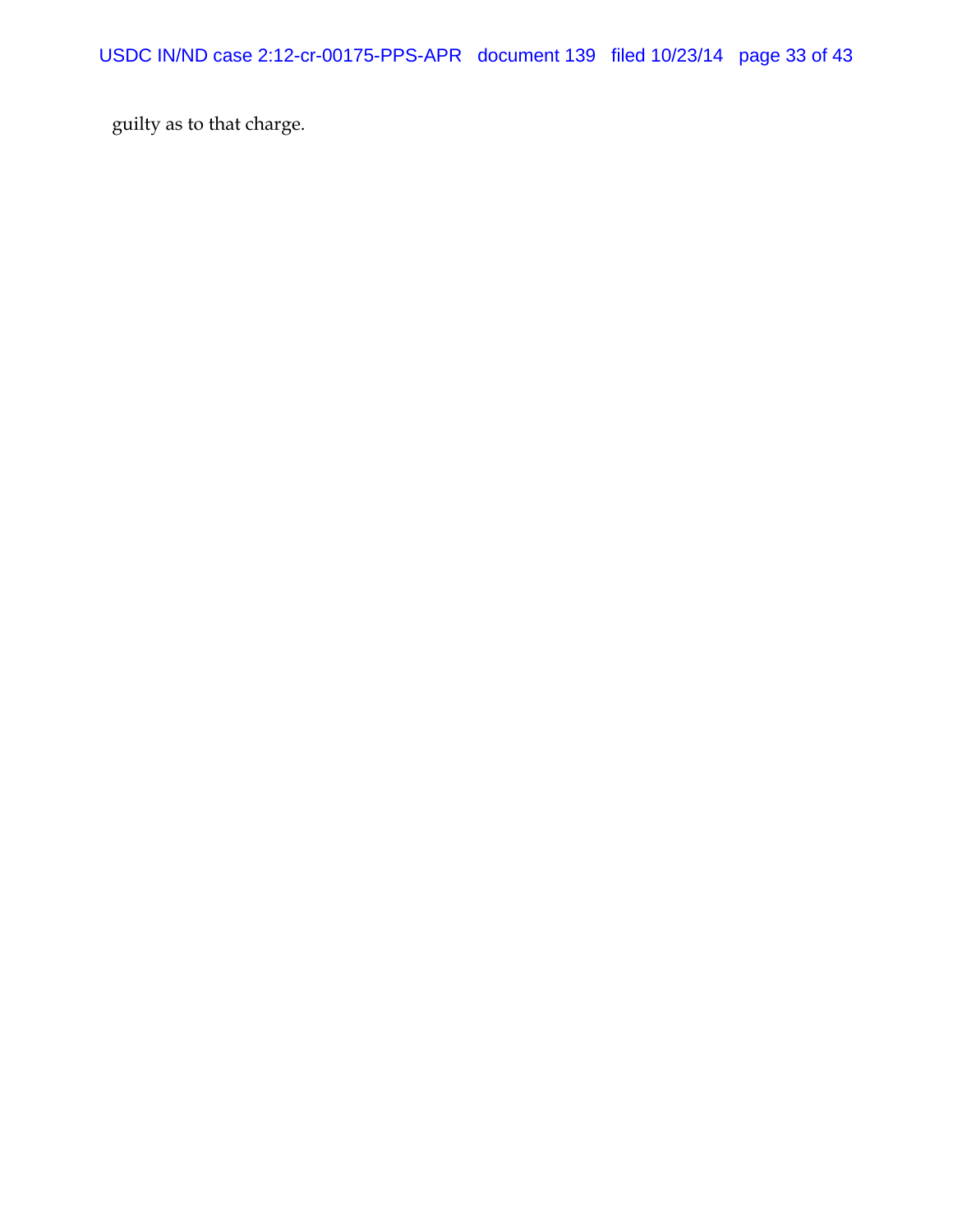guilty as to that charge.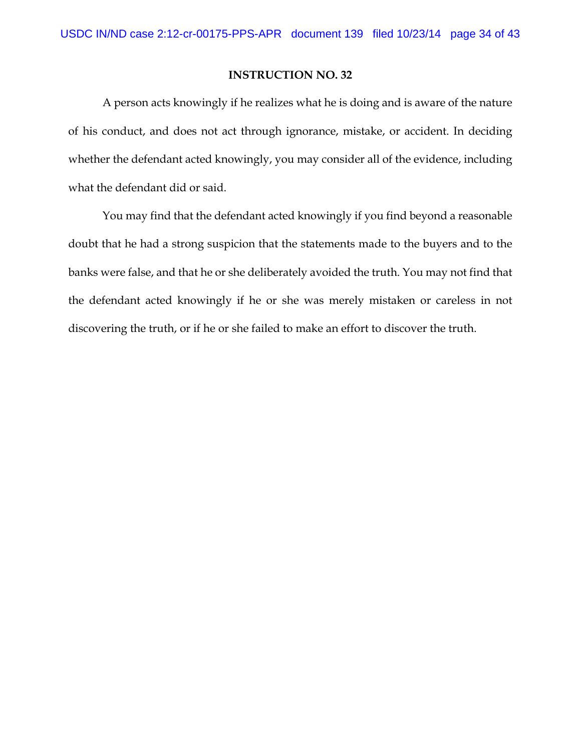**INSTRUCTION NO. 32**

A person acts knowingly if he realizes what he is doing and is aware of the nature of his conduct, and does not act through ignorance, mistake, or accident. In deciding whether the defendant acted knowingly, you may consider all of the evidence, including what the defendant did or said.

You may find that the defendant acted knowingly if you find beyond a reasonable doubt that he had a strong suspicion that the statements made to the buyers and to the banks were false, and that he or she deliberately avoided the truth. You may not find that the defendant acted knowingly if he or she was merely mistaken or careless in not discovering the truth, or if he or she failed to make an effort to discover the truth.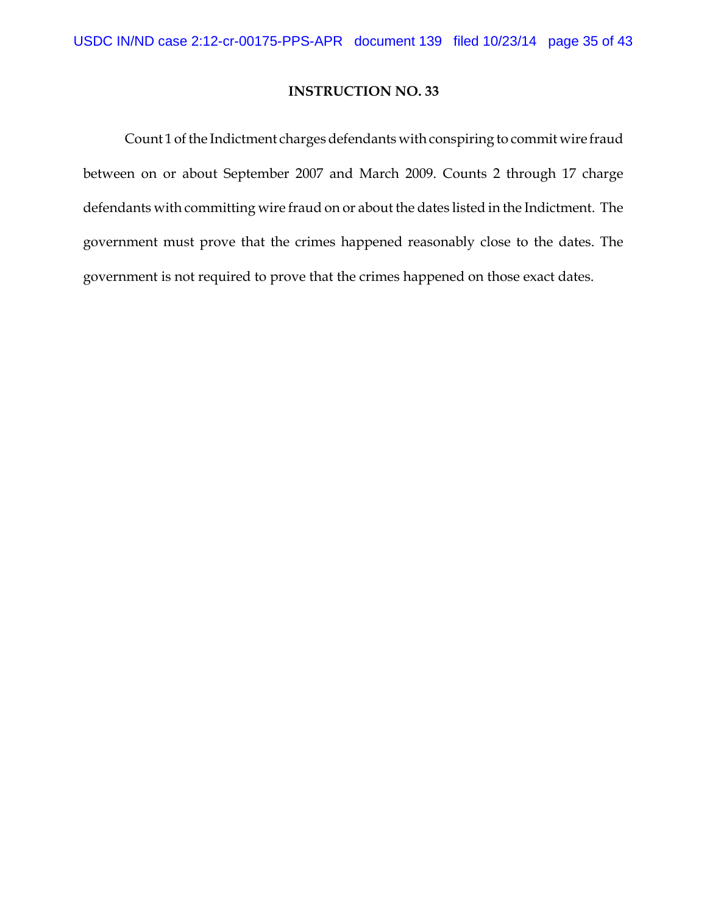**INSTRUCTION NO. 33**

Count 1 of the Indictment charges defendants with conspiring to commit wire fraud between on or about September 2007 and March 2009. Counts 2 through 17 charge defendants with committing wire fraud on or about the dates listed in the Indictment. The government must prove that the crimes happened reasonably close to the dates. The government is not required to prove that the crimes happened on those exact dates.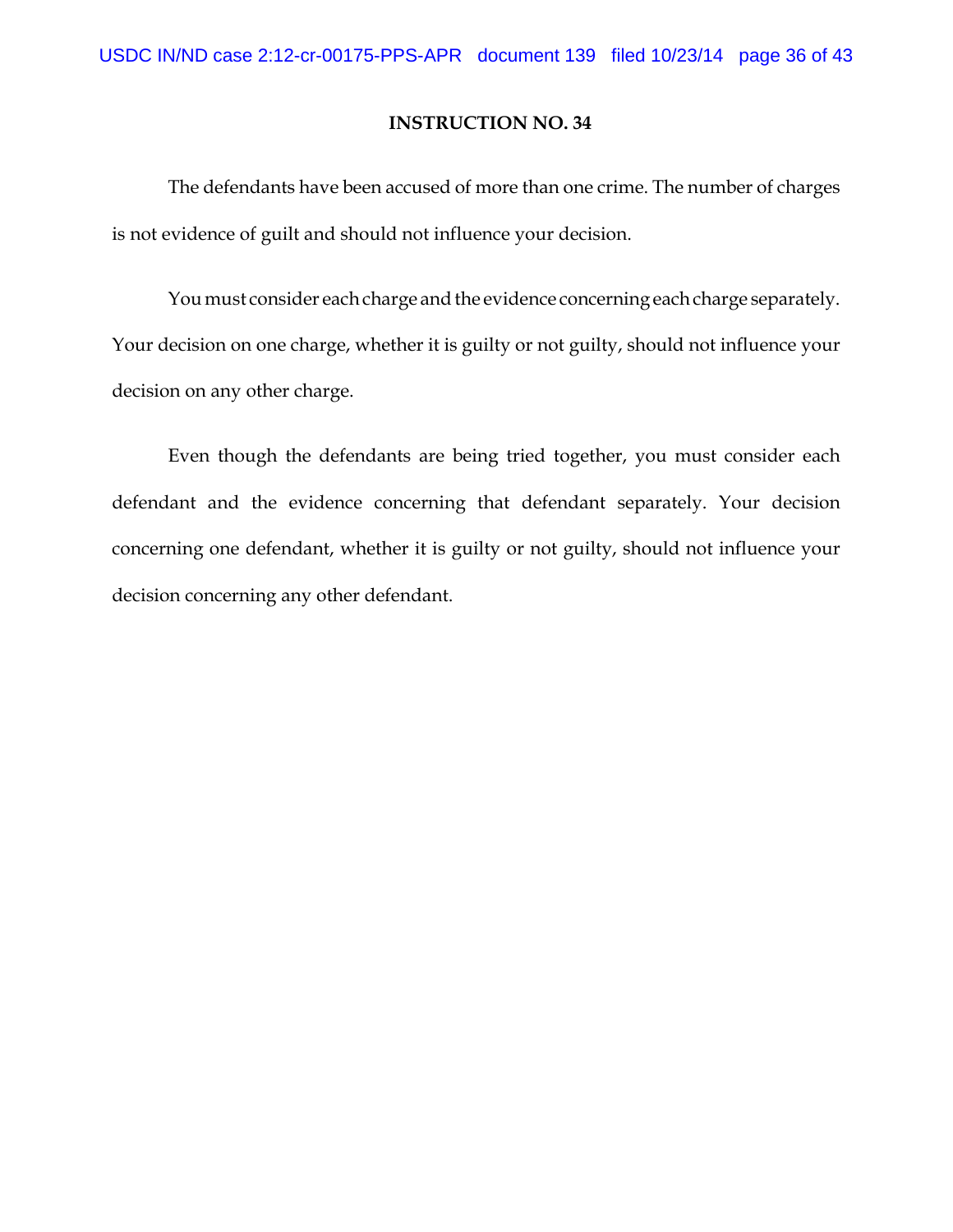**INSTRUCTION NO. 34**

The defendants have been accused of more than one crime. The number of charges is not evidence of guilt and should not influence your decision.

You must consider each charge and the evidence concerning each charge separately. Your decision on one charge, whether it is guilty or not guilty, should not influence your decision on any other charge.

Even though the defendants are being tried together, you must consider each defendant and the evidence concerning that defendant separately. Your decision concerning one defendant, whether it is guilty or not guilty, should not influence your decision concerning any other defendant.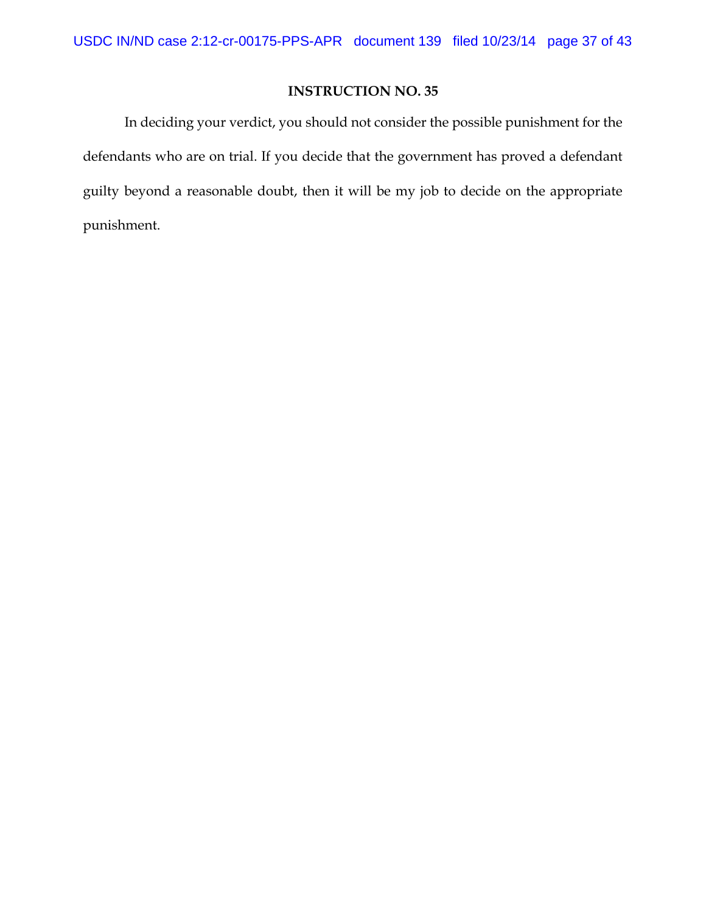## INSTRUCTION NO. 35

In deciding your verdict, you should not consider the possible punishment for the defendants who are on trial. If you decide that the government has proved a defendant guilty beyond a reasonable doubt, then it will be my job to decide on the appropriate punishment.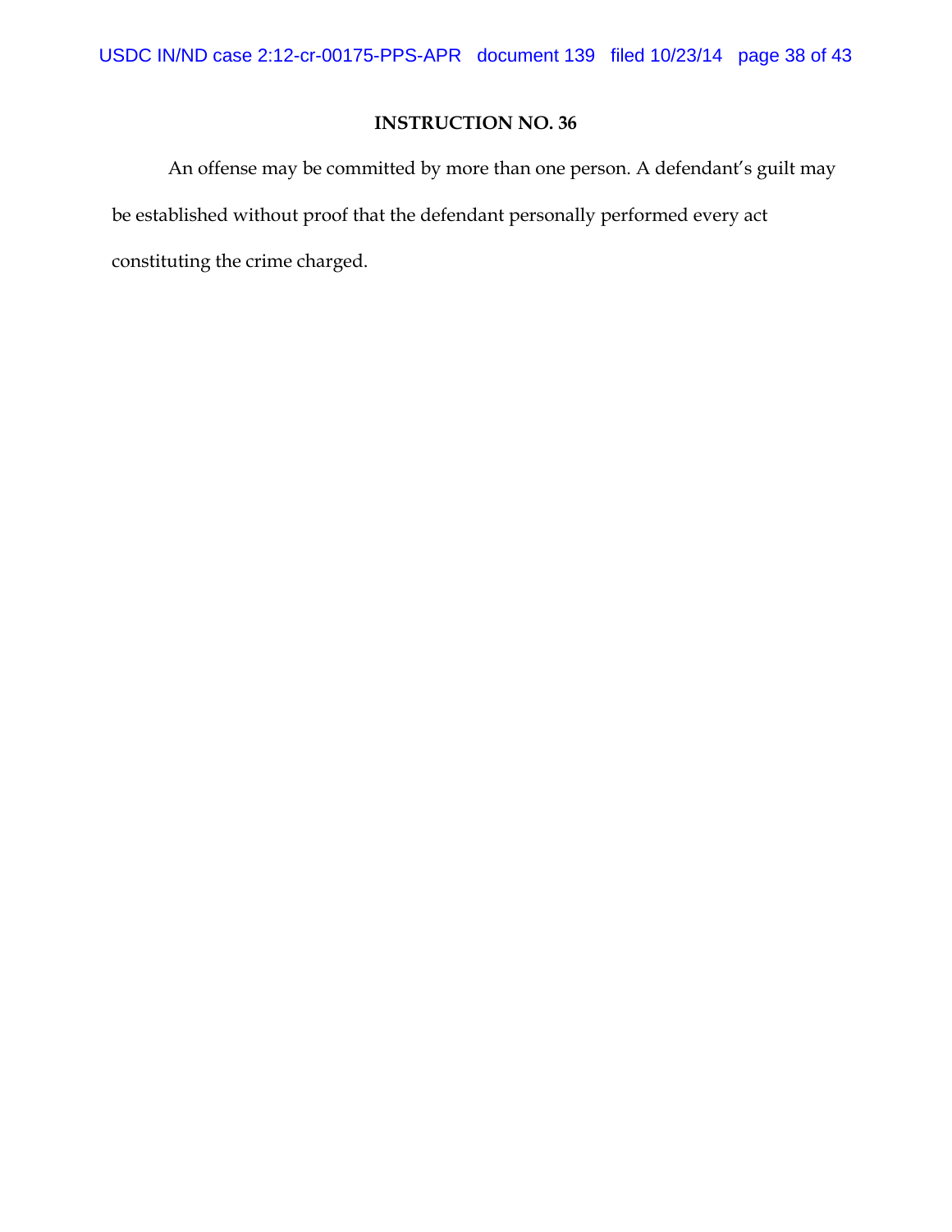**INSTRUCTION NO. 36**

An offense may be committed by more than one person. A defendant's guilt may be established without proof that the defendant personally performed every act constituting the crime charged.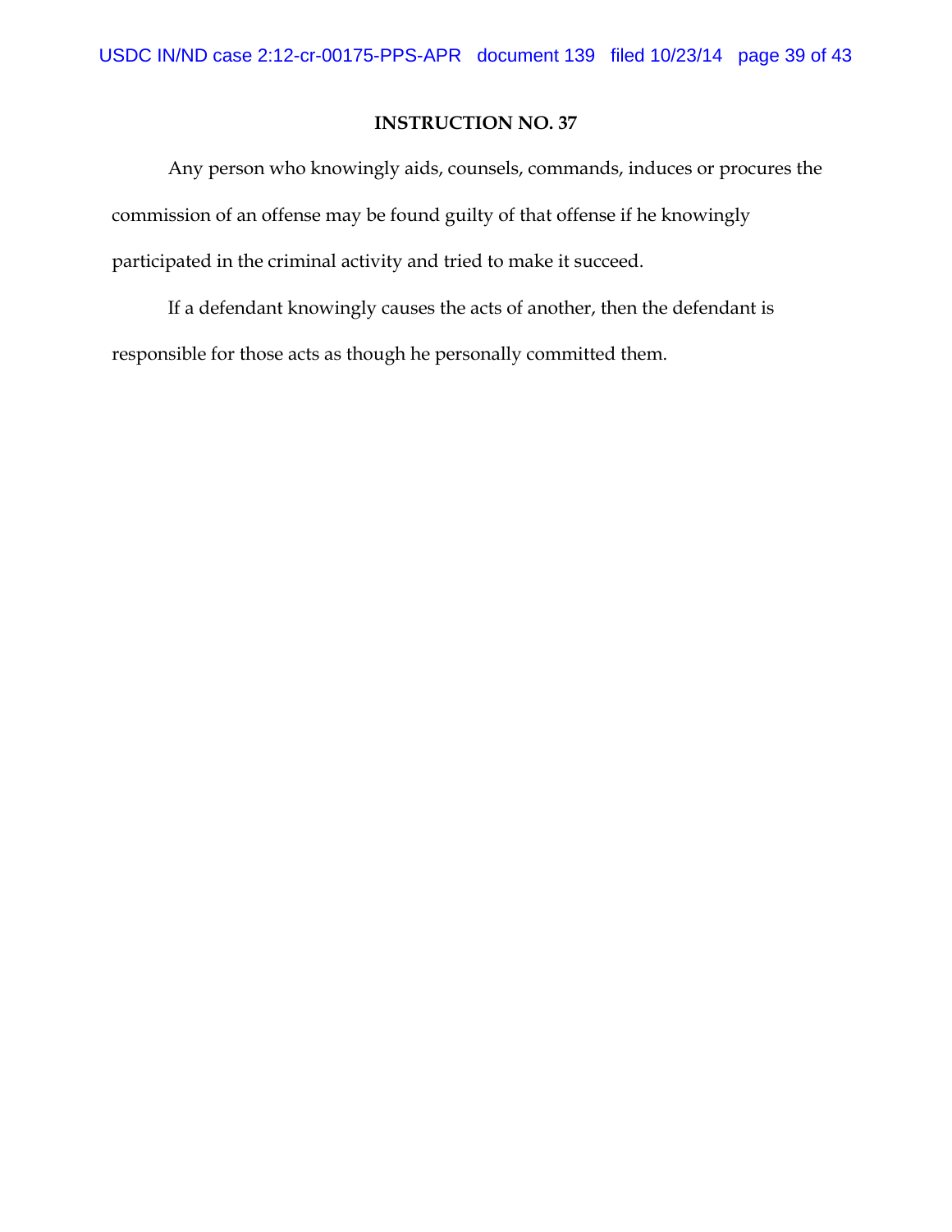**INSTRUCTION NO. 37**

Any person who knowingly aids, counsels, commands, induces or procures the commission of an offense may be found guilty of that offense if he knowingly participated in the criminal activity and tried to make it succeed.

If a defendant knowingly causes the acts of another, then the defendant is responsible for those acts as though he personally committed them.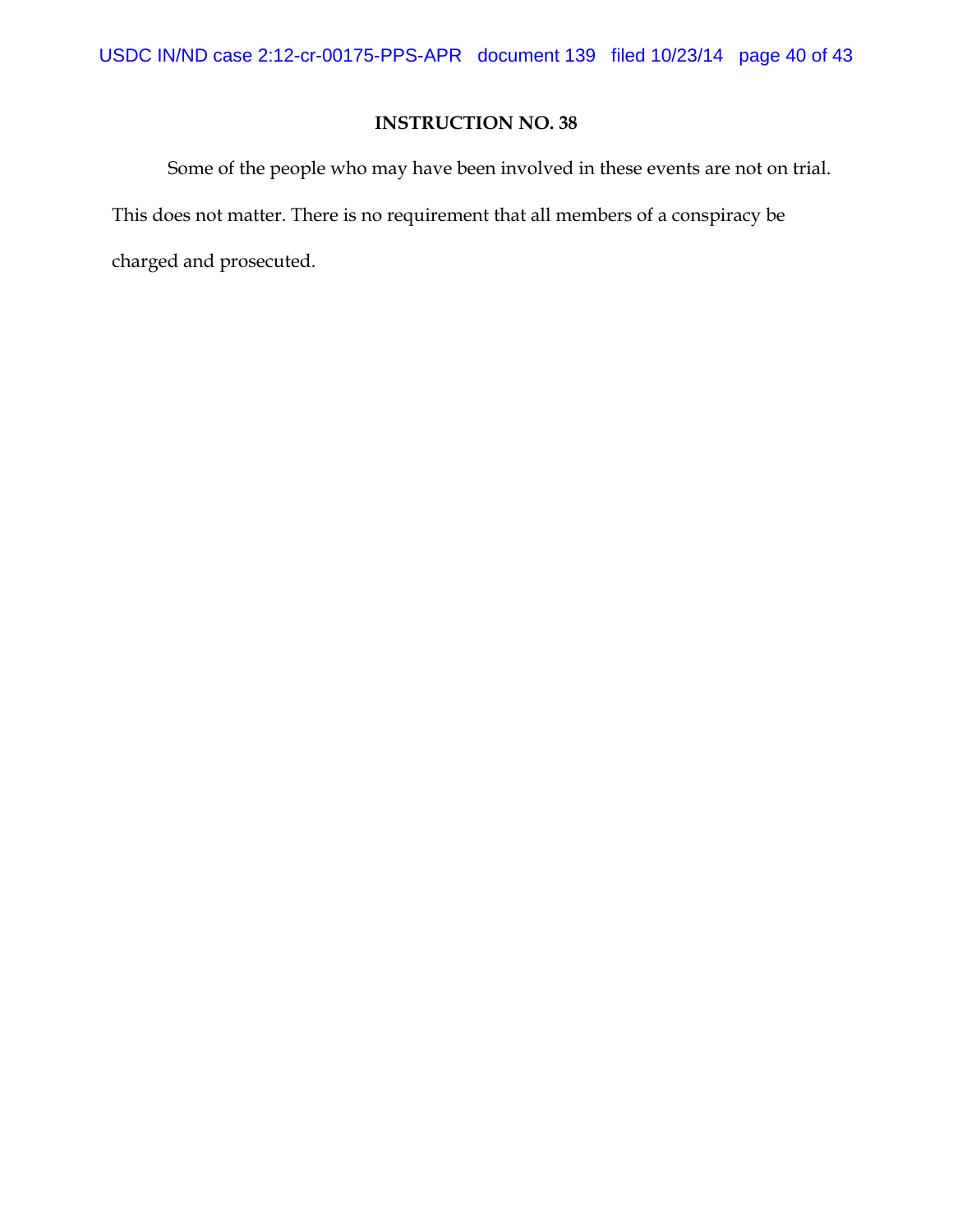## INSTRUCTION NO. 38

Some of the people who may have been involved in these events are not on trial. This does not matter. There is no requirement that all members of a conspiracy be charged and prosecuted.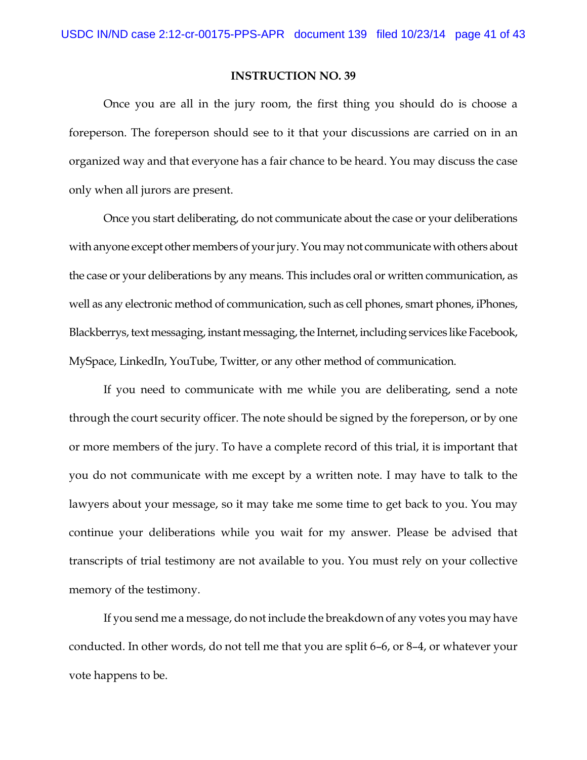**INSTRUCTION NO. 39**

Once you are all in the jury room, the first thing you should do is choose a foreperson. The foreperson should see to it that your discussions are carried on in an organized way and that everyone has a fair chance to be heard. You may discuss the case only when all jurors are present.

Once you start deliberating, do not communicate about the case or your deliberations with anyone except other members of your jury. You may not communicate with others about the case or your deliberations by any means. This includes oral or written communication, as well as any electronic method of communication, such as cell phones, smart phones, iPhones, Blackberrys, text messaging, instant messaging, the Internet, including services like Facebook, MySpace, LinkedIn, YouTube, Twitter, or any other method of communication.

If you need to communicate with me while you are deliberating, send a note through the court security officer. The note should be signed by the foreperson, or by one or more members of the jury. To have a complete record of this trial, it is important that you do not communicate with me except by a written note. I may have to talk to the lawyers about your message, so it may take me some time to get back to you. You may continue your deliberations while you wait for my answer. Please be advised that transcripts of trial testimony are not available to you. You must rely on your collective memory of the testimony.

If you send me a message, do not include the breakdown of any votes you may have conducted. In other words, do not tell me that you are split 6–6, or 8–4, or whatever your vote happens to be.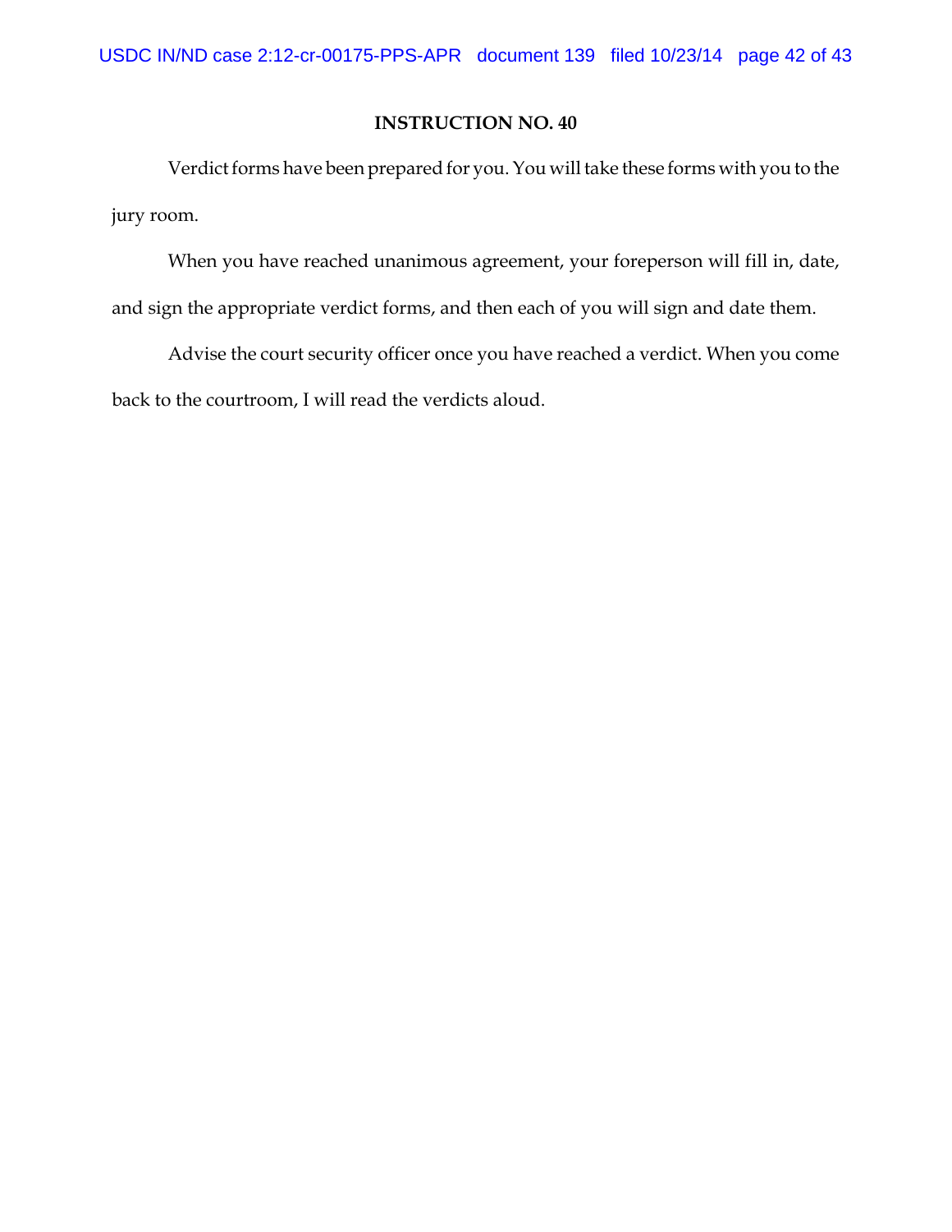**INSTRUCTION NO. 40**

Verdict forms have been prepared for you. You will take these forms with you to the jury room.

When you have reached unanimous agreement, your foreperson will fill in, date, and sign the appropriate verdict forms, and then each of you will sign and date them.

Advise the court security officer once you have reached a verdict. When you come back to the courtroom, I will read the verdicts aloud.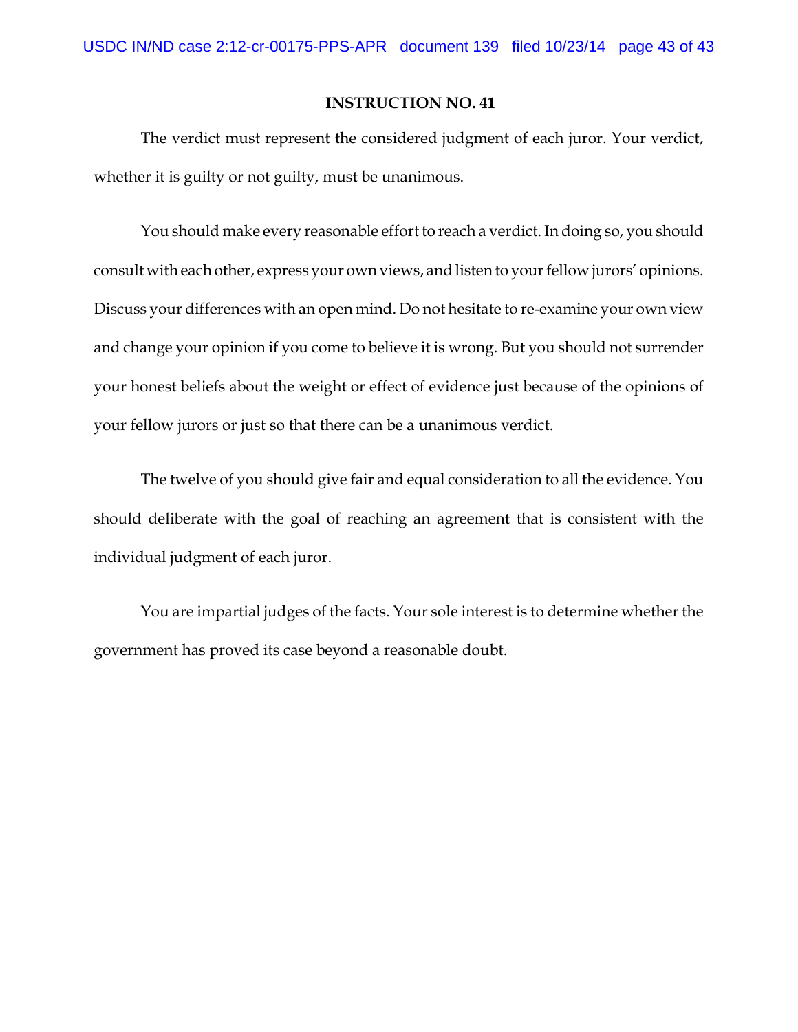**INSTRUCTION NO. 41**

The verdict must represent the considered judgment of each juror. Your verdict, whether it is guilty or not guilty, must be unanimous.

You should make every reasonable effort to reach a verdict. In doing so, you should consult with each other, express your own views, and listen to your fellow jurors' opinions. Discuss your differences with an open mind. Do not hesitate to re-examine your own view and change your opinion if you come to believe it is wrong. But you should not surrender your honest beliefs about the weight or effect of evidence just because of the opinions of your fellow jurors or just so that there can be a unanimous verdict.

The twelve of you should give fair and equal consideration to all the evidence. You should deliberate with the goal of reaching an agreement that is consistent with the individual judgment of each juror.

You are impartial judges of the facts. Your sole interest is to determine whether the government has proved its case beyond a reasonable doubt.